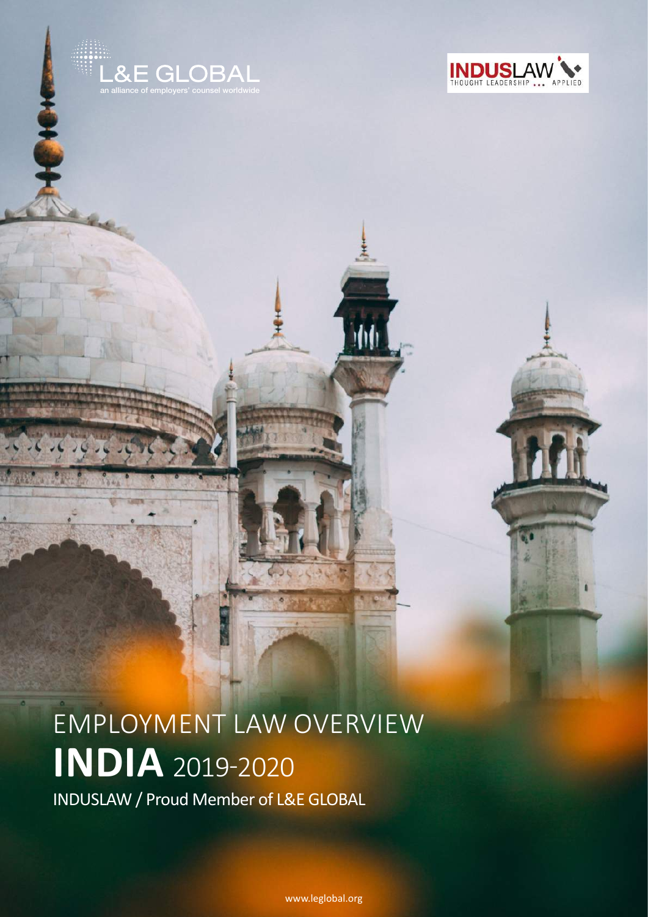L&E GLOBAL
an alliance of employers' counsel worldwide

INDUSLAW
THOUGHT LEADERSHIP ... APPLIED

# EMPLOYMENT LAW OVERVIEW

# **INDIA** 2019-2020

INDUSLAW / Proud Member of L&E GLOBAL

www.leglobal.org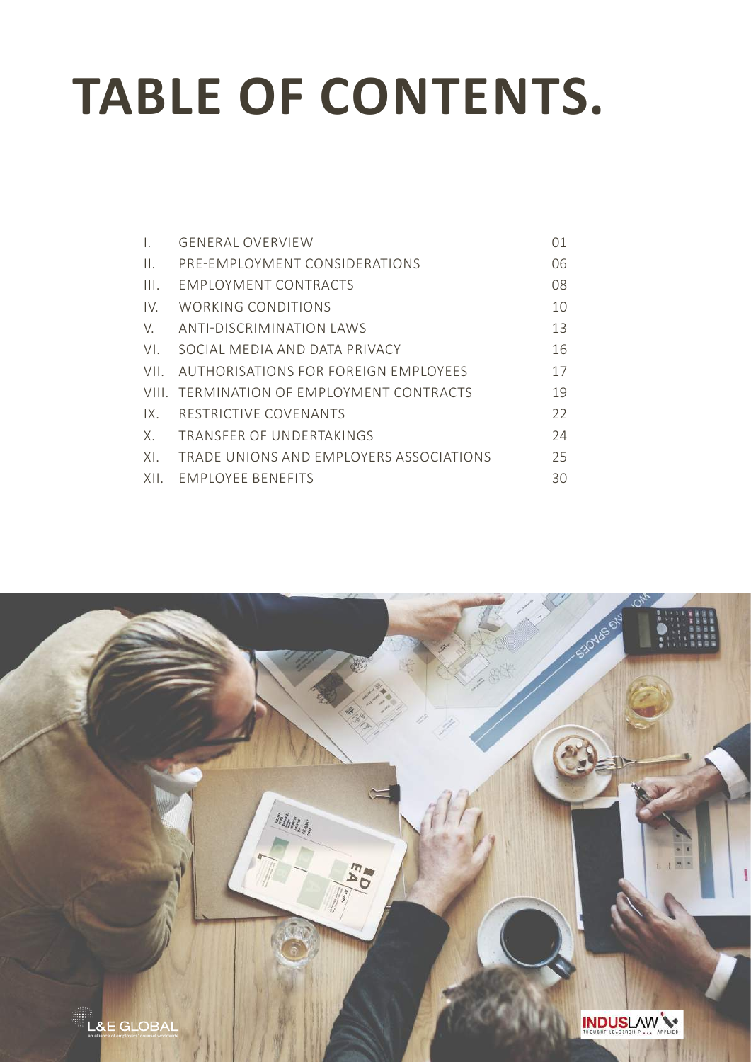# TABLE OF CONTENTS.

| | | |
|---|---|---|
| I. | GENERAL OVERVIEW | 01 |
| II. | PRE-EMPLOYMENT CONSIDERATIONS | 06 |
| III. | EMPLOYMENT CONTRACTS | 08 |
| IV. | WORKING CONDITIONS | 10 |
| V. | ANTI-DISCRIMINATION LAWS | 13 |
| VI. | SOCIAL MEDIA AND DATA PRIVACY | 16 |
| VII. | AUTHORISATIONS FOR FOREIGN EMPLOYEES | 17 |
| VIII. | TERMINATION OF EMPLOYMENT CONTRACTS | 19 |
| IX. | RESTRICTIVE COVENANTS | 22 |
| X. | TRANSFER OF UNDERTAKINGS | 24 |
| XI. | TRADE UNIONS AND EMPLOYERS ASSOCIATIONS | 25 |
| XII. | EMPLOYEE BENEFITS | 30 |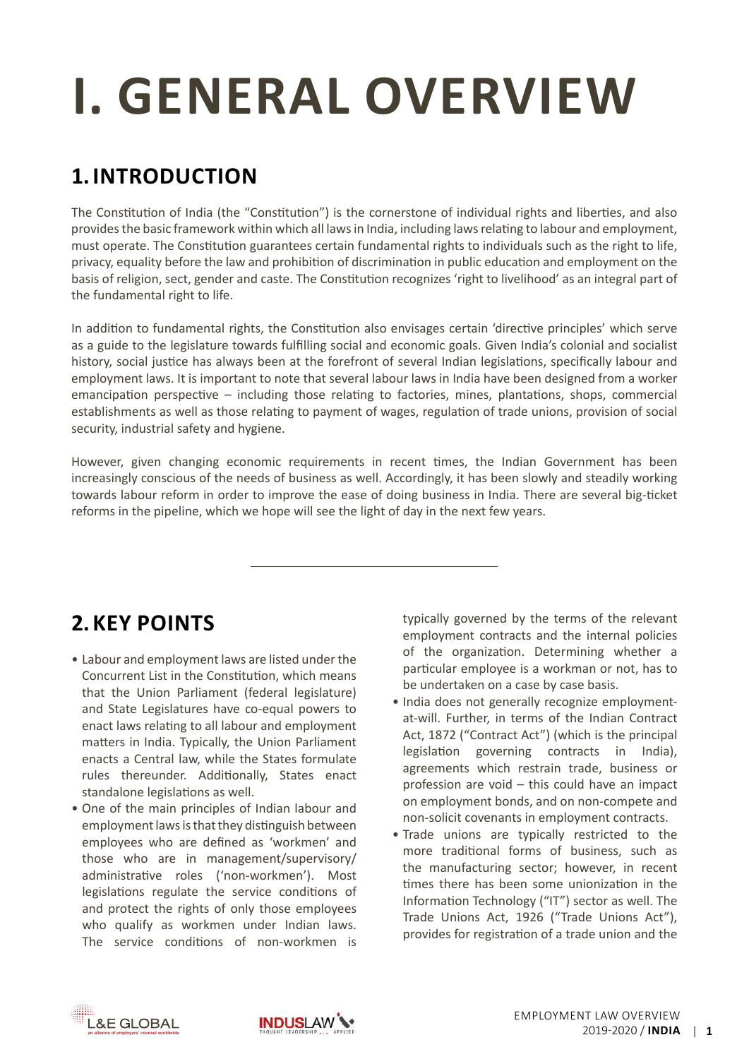# I. GENERAL OVERVIEW

## 1. INTRODUCTION

The Constitution of India (the "Constitution") is the cornerstone of individual rights and liberties, and also provides the basic framework within which all laws in India, including laws relating to labour and employment, must operate. The Constitution guarantees certain fundamental rights to individuals such as the right to life, privacy, equality before the law and prohibition of discrimination in public education and employment on the basis of religion, sect, gender and caste. The Constitution recognizes 'right to livelihood' as an integral part of the fundamental right to life.

In addition to fundamental rights, the Constitution also envisages certain 'directive principles' which serve as a guide to the legislature towards fulfilling social and economic goals. Given India's colonial and socialist history, social justice has always been at the forefront of several Indian legislations, specifically labour and employment laws. It is important to note that several labour laws in India have been designed from a worker emancipation perspective – including those relating to factories, mines, plantations, shops, commercial establishments as well as those relating to payment of wages, regulation of trade unions, provision of social security, industrial safety and hygiene.

However, given changing economic requirements in recent times, the Indian Government has been increasingly conscious of the needs of business as well. Accordingly, it has been slowly and steadily working towards labour reform in order to improve the ease of doing business in India. There are several big-ticket reforms in the pipeline, which we hope will see the light of day in the next few years.

## 2. KEY POINTS

- Labour and employment laws are listed under the Concurrent List in the Constitution, which means that the Union Parliament (federal legislature) and State Legislatures have co-equal powers to enact laws relating to all labour and employment matters in India. Typically, the Union Parliament enacts a Central law, while the States formulate rules thereunder. Additionally, States enact standalone legislations as well.
- One of the main principles of Indian labour and employment laws is that they distinguish between employees who are defined as 'workmen' and those who are in management/supervisory/administrative roles ('non-workmen'). Most legislations regulate the service conditions of and protect the rights of only those employees who qualify as workmen under Indian laws. The service conditions of non-workmen is typically governed by the terms of the relevant employment contracts and the internal policies of the organization. Determining whether a particular employee is a workman or not, has to be undertaken on a case by case basis.
- India does not generally recognize employment-at-will. Further, in terms of the Indian Contract Act, 1872 ("Contract Act") (which is the principal legislation governing contracts in India), agreements which restrain trade, business or profession are void – this could have an impact on employment bonds, and on non-compete and non-solicit covenants in employment contracts.
- Trade unions are typically restricted to the more traditional forms of business, such as the manufacturing sector; however, in recent times there has been some unionization in the Information Technology ("IT") sector as well. The Trade Unions Act, 1926 ("Trade Unions Act"), provides for registration of a trade union and the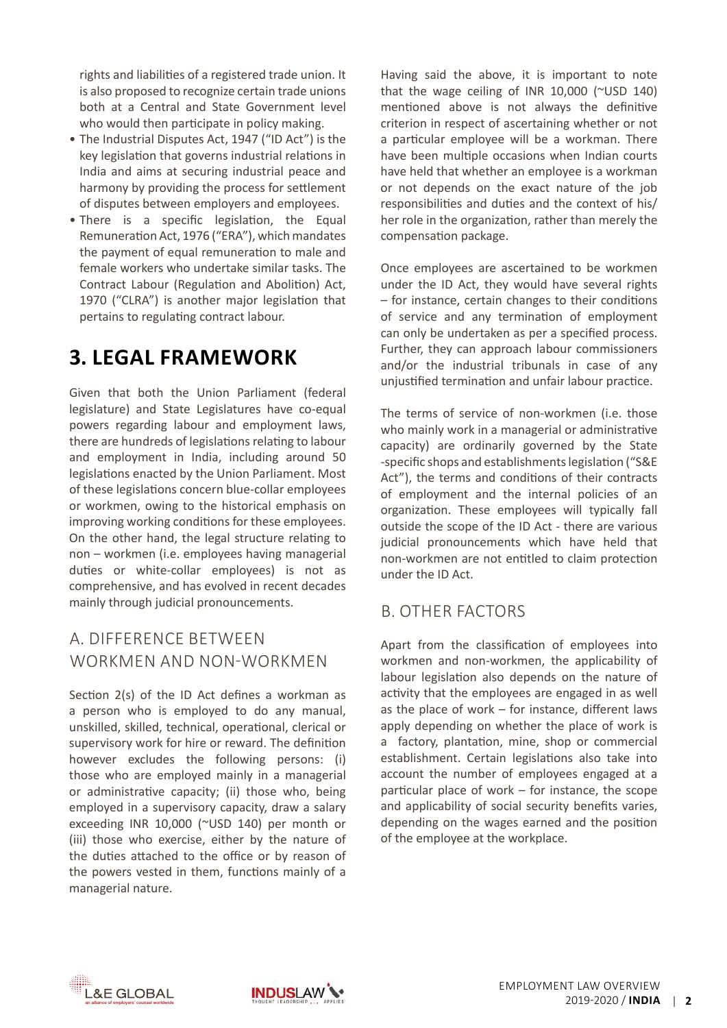rights and liabilities of a registered trade union. It is also proposed to recognize certain trade unions both at a Central and State Government level who would then participate in policy making.

- The Industrial Disputes Act, 1947 ("ID Act") is the key legislation that governs industrial relations in India and aims at securing industrial peace and harmony by providing the process for settlement of disputes between employers and employees.
- There is a specific legislation, the Equal Remuneration Act, 1976 ("ERA"), which mandates the payment of equal remuneration to male and female workers who undertake similar tasks. The Contract Labour (Regulation and Abolition) Act, 1970 ("CLRA") is another major legislation that pertains to regulating contract labour.

# 3. LEGAL FRAMEWORK

Given that both the Union Parliament (federal legislature) and State Legislatures have co-equal powers regarding labour and employment laws, there are hundreds of legislations relating to labour and employment in India, including around 50 legislations enacted by the Union Parliament. Most of these legislations concern blue-collar employees or workmen, owing to the historical emphasis on improving working conditions for these employees. On the other hand, the legal structure relating to non – workmen (i.e. employees having managerial duties or white-collar employees) is not as comprehensive, and has evolved in recent decades mainly through judicial pronouncements.

## A. DIFFERENCE BETWEEN WORKMEN AND NON-WORKMEN

Section 2(s) of the ID Act defines a workman as a person who is employed to do any manual, unskilled, skilled, technical, operational, clerical or supervisory work for hire or reward. The definition however excludes the following persons: (i) those who are employed mainly in a managerial or administrative capacity; (ii) those who, being employed in a supervisory capacity, draw a salary exceeding INR 10,000 (~USD 140) per month or (iii) those who exercise, either by the nature of the duties attached to the office or by reason of the powers vested in them, functions mainly of a managerial nature.

Having said the above, it is important to note that the wage ceiling of INR 10,000 (~USD 140) mentioned above is not always the definitive criterion in respect of ascertaining whether or not a particular employee will be a workman. There have been multiple occasions when Indian courts have held that whether an employee is a workman or not depends on the exact nature of the job responsibilities and duties and the context of his/her role in the organization, rather than merely the compensation package.

Once employees are ascertained to be workmen under the ID Act, they would have several rights – for instance, certain changes to their conditions of service and any termination of employment can only be undertaken as per a specified process. Further, they can approach labour commissioners and/or the industrial tribunals in case of any unjustified termination and unfair labour practice.

The terms of service of non-workmen (i.e. those who mainly work in a managerial or administrative capacity) are ordinarily governed by the State -specific shops and establishments legislation ("S&E Act"), the terms and conditions of their contracts of employment and the internal policies of an organization. These employees will typically fall outside the scope of the ID Act - there are various judicial pronouncements which have held that non-workmen are not entitled to claim protection under the ID Act.

## B. OTHER FACTORS

Apart from the classification of employees into workmen and non-workmen, the applicability of labour legislation also depends on the nature of activity that the employees are engaged in as well as the place of work – for instance, different laws apply depending on whether the place of work is a factory, plantation, mine, shop or commercial establishment. Certain legislations also take into account the number of employees engaged at a particular place of work – for instance, the scope and applicability of social security benefits varies, depending on the wages earned and the position of the employee at the workplace.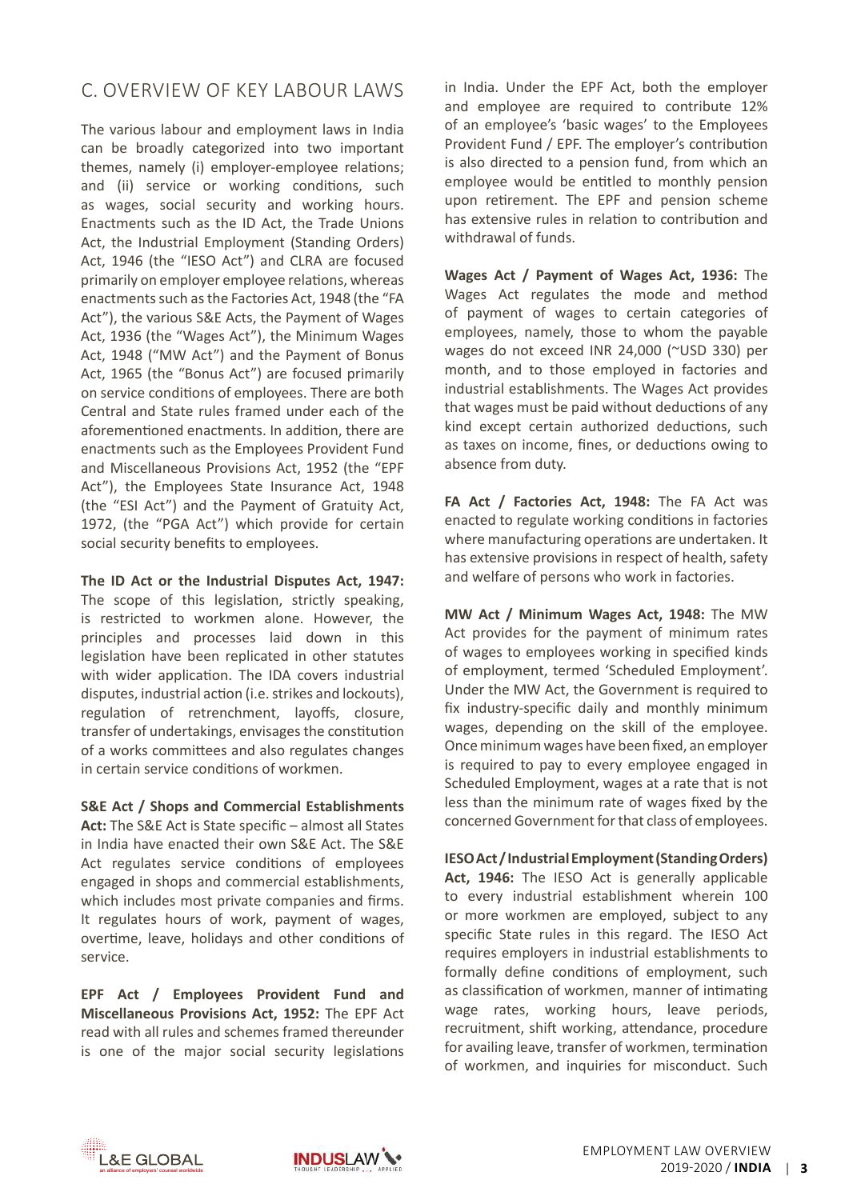## C. OVERVIEW OF KEY LABOUR LAWS

The various labour and employment laws in India can be broadly categorized into two important themes, namely (i) employer-employee relations; and (ii) service or working conditions, such as wages, social security and working hours. Enactments such as the ID Act, the Trade Unions Act, the Industrial Employment (Standing Orders) Act, 1946 (the "IESO Act") and CLRA are focused primarily on employer employee relations, whereas enactments such as the Factories Act, 1948 (the "FA Act"), the various S&E Acts, the Payment of Wages Act, 1936 (the "Wages Act"), the Minimum Wages Act, 1948 ("MW Act") and the Payment of Bonus Act, 1965 (the "Bonus Act") are focused primarily on service conditions of employees. There are both Central and State rules framed under each of the aforementioned enactments. In addition, there are enactments such as the Employees Provident Fund and Miscellaneous Provisions Act, 1952 (the "EPF Act"), the Employees State Insurance Act, 1948 (the "ESI Act") and the Payment of Gratuity Act, 1972, (the "PGA Act") which provide for certain social security benefits to employees.

**The ID Act or the Industrial Disputes Act, 1947:** The scope of this legislation, strictly speaking, is restricted to workmen alone. However, the principles and processes laid down in this legislation have been replicated in other statutes with wider application. The IDA covers industrial disputes, industrial action (i.e. strikes and lockouts), regulation of retrenchment, layoffs, closure, transfer of undertakings, envisages the constitution of a works committees and also regulates changes in certain service conditions of workmen.

**S&E Act / Shops and Commercial Establishments Act:** The S&E Act is State specific – almost all States in India have enacted their own S&E Act. The S&E Act regulates service conditions of employees engaged in shops and commercial establishments, which includes most private companies and firms. It regulates hours of work, payment of wages, overtime, leave, holidays and other conditions of service.

**EPF Act / Employees Provident Fund and Miscellaneous Provisions Act, 1952:** The EPF Act read with all rules and schemes framed thereunder is one of the major social security legislations in India. Under the EPF Act, both the employer and employee are required to contribute 12% of an employee's 'basic wages' to the Employees Provident Fund / EPF. The employer's contribution is also directed to a pension fund, from which an employee would be entitled to monthly pension upon retirement. The EPF and pension scheme has extensive rules in relation to contribution and withdrawal of funds.

**Wages Act / Payment of Wages Act, 1936:** The Wages Act regulates the mode and method of payment of wages to certain categories of employees, namely, those to whom the payable wages do not exceed INR 24,000 (~USD 330) per month, and to those employed in factories and industrial establishments. The Wages Act provides that wages must be paid without deductions of any kind except certain authorized deductions, such as taxes on income, fines, or deductions owing to absence from duty.

**FA Act / Factories Act, 1948:** The FA Act was enacted to regulate working conditions in factories where manufacturing operations are undertaken. It has extensive provisions in respect of health, safety and welfare of persons who work in factories.

**MW Act / Minimum Wages Act, 1948:** The MW Act provides for the payment of minimum rates of wages to employees working in specified kinds of employment, termed 'Scheduled Employment'. Under the MW Act, the Government is required to fix industry-specific daily and monthly minimum wages, depending on the skill of the employee. Once minimum wages have been fixed, an employer is required to pay to every employee engaged in Scheduled Employment, wages at a rate that is not less than the minimum rate of wages fixed by the concerned Government for that class of employees.

**IESO Act / Industrial Employment (Standing Orders) Act, 1946:** The IESO Act is generally applicable to every industrial establishment wherein 100 or more workmen are employed, subject to any specific State rules in this regard. The IESO Act requires employers in industrial establishments to formally define conditions of employment, such as classification of workmen, manner of intimating wage rates, working hours, leave periods, recruitment, shift working, attendance, procedure for availing leave, transfer of workmen, termination of workmen, and inquiries for misconduct. Such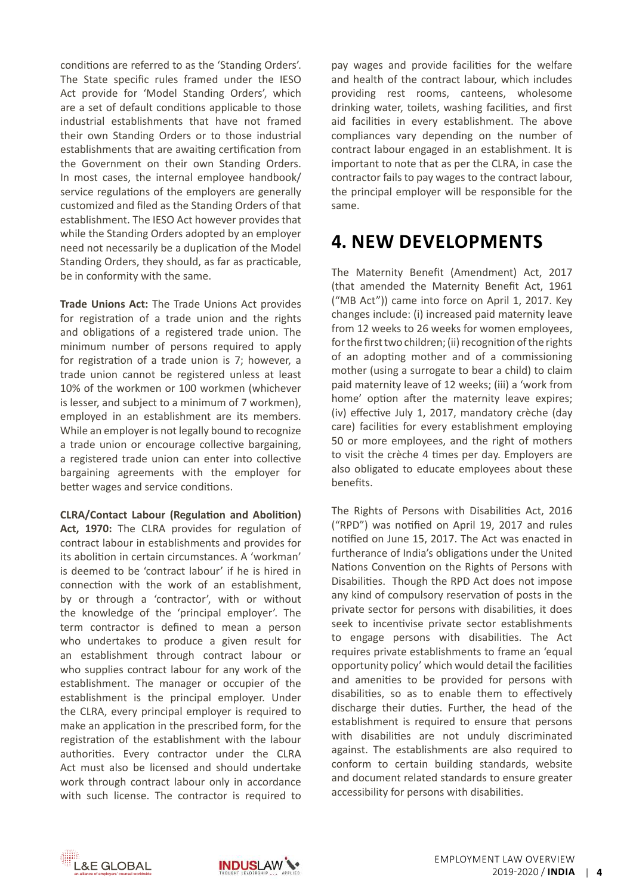conditions are referred to as the 'Standing Orders'. The State specific rules framed under the IESO Act provide for 'Model Standing Orders', which are a set of default conditions applicable to those industrial establishments that have not framed their own Standing Orders or to those industrial establishments that are awaiting certification from the Government on their own Standing Orders. In most cases, the internal employee handbook/ service regulations of the employers are generally customized and filed as the Standing Orders of that establishment. The IESO Act however provides that while the Standing Orders adopted by an employer need not necessarily be a duplication of the Model Standing Orders, they should, as far as practicable, be in conformity with the same.

**Trade Unions Act:** The Trade Unions Act provides for registration of a trade union and the rights and obligations of a registered trade union. The minimum number of persons required to apply for registration of a trade union is 7; however, a trade union cannot be registered unless at least 10% of the workmen or 100 workmen (whichever is lesser, and subject to a minimum of 7 workmen), employed in an establishment are its members. While an employer is not legally bound to recognize a trade union or encourage collective bargaining, a registered trade union can enter into collective bargaining agreements with the employer for better wages and service conditions.

**CLRA/Contact Labour (Regulation and Abolition) Act, 1970:** The CLRA provides for regulation of contract labour in establishments and provides for its abolition in certain circumstances. A 'workman' is deemed to be 'contract labour' if he is hired in connection with the work of an establishment, by or through a 'contractor', with or without the knowledge of the 'principal employer'. The term contractor is defined to mean a person who undertakes to produce a given result for an establishment through contract labour or who supplies contract labour for any work of the establishment. The manager or occupier of the establishment is the principal employer. Under the CLRA, every principal employer is required to make an application in the prescribed form, for the registration of the establishment with the labour authorities. Every contractor under the CLRA Act must also be licensed and should undertake work through contract labour only in accordance with such license. The contractor is required to pay wages and provide facilities for the welfare and health of the contract labour, which includes providing rest rooms, canteens, wholesome drinking water, toilets, washing facilities, and first aid facilities in every establishment. The above compliances vary depending on the number of contract labour engaged in an establishment. It is important to note that as per the CLRA, in case the contractor fails to pay wages to the contract labour, the principal employer will be responsible for the same.

## 4. NEW DEVELOPMENTS

The Maternity Benefit (Amendment) Act, 2017 (that amended the Maternity Benefit Act, 1961 ("MB Act")) came into force on April 1, 2017. Key changes include: (i) increased paid maternity leave from 12 weeks to 26 weeks for women employees, for the first two children; (ii) recognition of the rights of an adopting mother and of a commissioning mother (using a surrogate to bear a child) to claim paid maternity leave of 12 weeks; (iii) a 'work from home' option after the maternity leave expires; (iv) effective July 1, 2017, mandatory crèche (day care) facilities for every establishment employing 50 or more employees, and the right of mothers to visit the crèche 4 times per day. Employers are also obligated to educate employees about these benefits.

The Rights of Persons with Disabilities Act, 2016 ("RPD") was notified on April 19, 2017 and rules notified on June 15, 2017. The Act was enacted in furtherance of India's obligations under the United Nations Convention on the Rights of Persons with Disabilities. Though the RPD Act does not impose any kind of compulsory reservation of posts in the private sector for persons with disabilities, it does seek to incentivise private sector establishments to engage persons with disabilities. The Act requires private establishments to frame an 'equal opportunity policy' which would detail the facilities and amenities to be provided for persons with disabilities, so as to enable them to effectively discharge their duties. Further, the head of the establishment is required to ensure that persons with disabilities are not unduly discriminated against. The establishments are also required to conform to certain building standards, website and document related standards to ensure greater accessibility for persons with disabilities.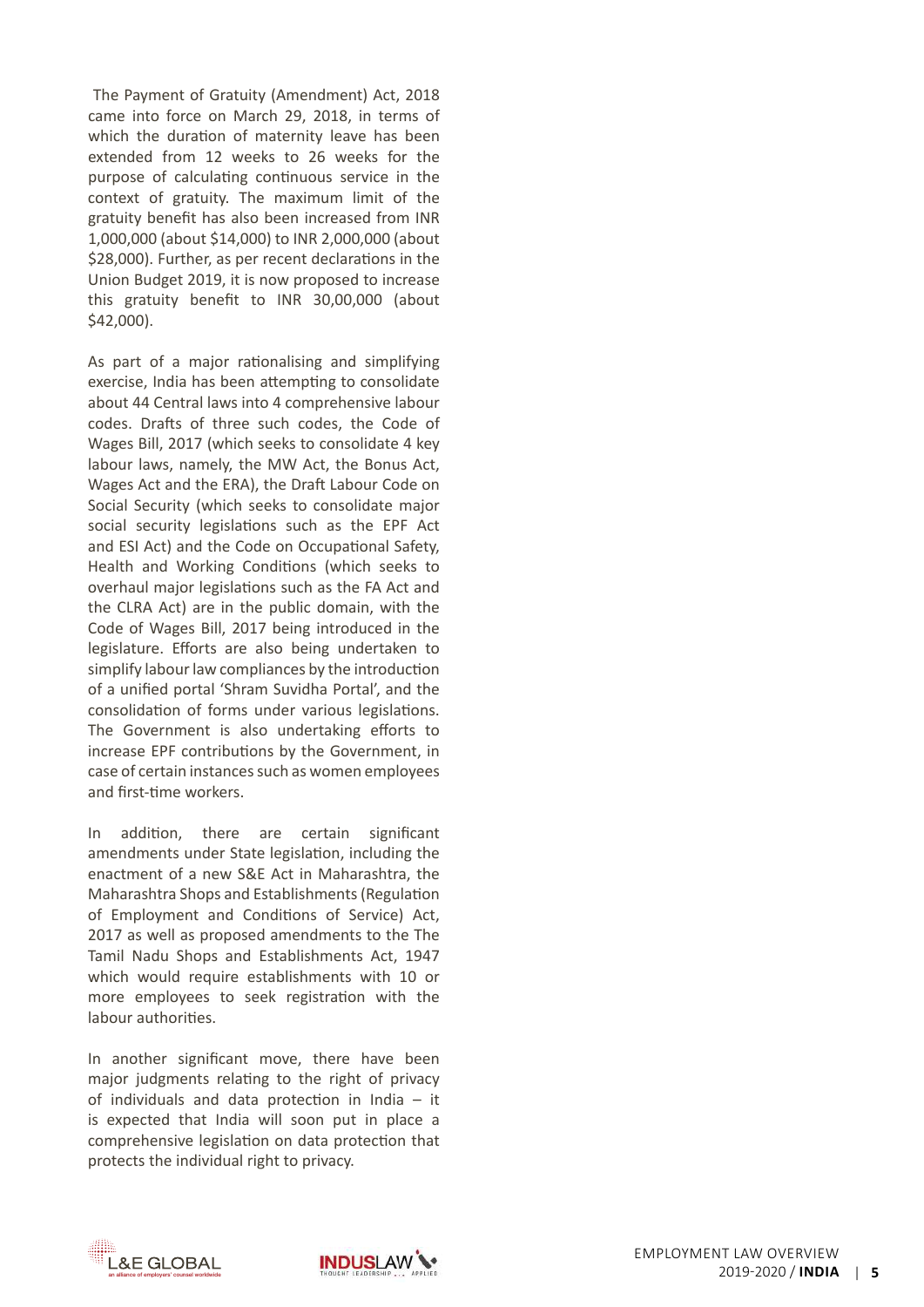The Payment of Gratuity (Amendment) Act, 2018 came into force on March 29, 2018, in terms of which the duration of maternity leave has been extended from 12 weeks to 26 weeks for the purpose of calculating continuous service in the context of gratuity. The maximum limit of the gratuity benefit has also been increased from INR 1,000,000 (about $14,000) to INR 2,000,000 (about $28,000). Further, as per recent declarations in the Union Budget 2019, it is now proposed to increase this gratuity benefit to INR 30,00,000 (about $42,000).

As part of a major rationalising and simplifying exercise, India has been attempting to consolidate about 44 Central laws into 4 comprehensive labour codes. Drafts of three such codes, the Code of Wages Bill, 2017 (which seeks to consolidate 4 key labour laws, namely, the MW Act, the Bonus Act, Wages Act and the ERA), the Draft Labour Code on Social Security (which seeks to consolidate major social security legislations such as the EPF Act and ESI Act) and the Code on Occupational Safety, Health and Working Conditions (which seeks to overhaul major legislations such as the FA Act and the CLRA Act) are in the public domain, with the Code of Wages Bill, 2017 being introduced in the legislature. Efforts are also being undertaken to simplify labour law compliances by the introduction of a unified portal 'Shram Suvidha Portal', and the consolidation of forms under various legislations. The Government is also undertaking efforts to increase EPF contributions by the Government, in case of certain instances such as women employees and first-time workers.

In addition, there are certain significant amendments under State legislation, including the enactment of a new S&E Act in Maharashtra, the Maharashtra Shops and Establishments (Regulation of Employment and Conditions of Service) Act, 2017 as well as proposed amendments to the The Tamil Nadu Shops and Establishments Act, 1947 which would require establishments with 10 or more employees to seek registration with the labour authorities.

In another significant move, there have been major judgments relating to the right of privacy of individuals and data protection in India – it is expected that India will soon put in place a comprehensive legislation on data protection that protects the individual right to privacy.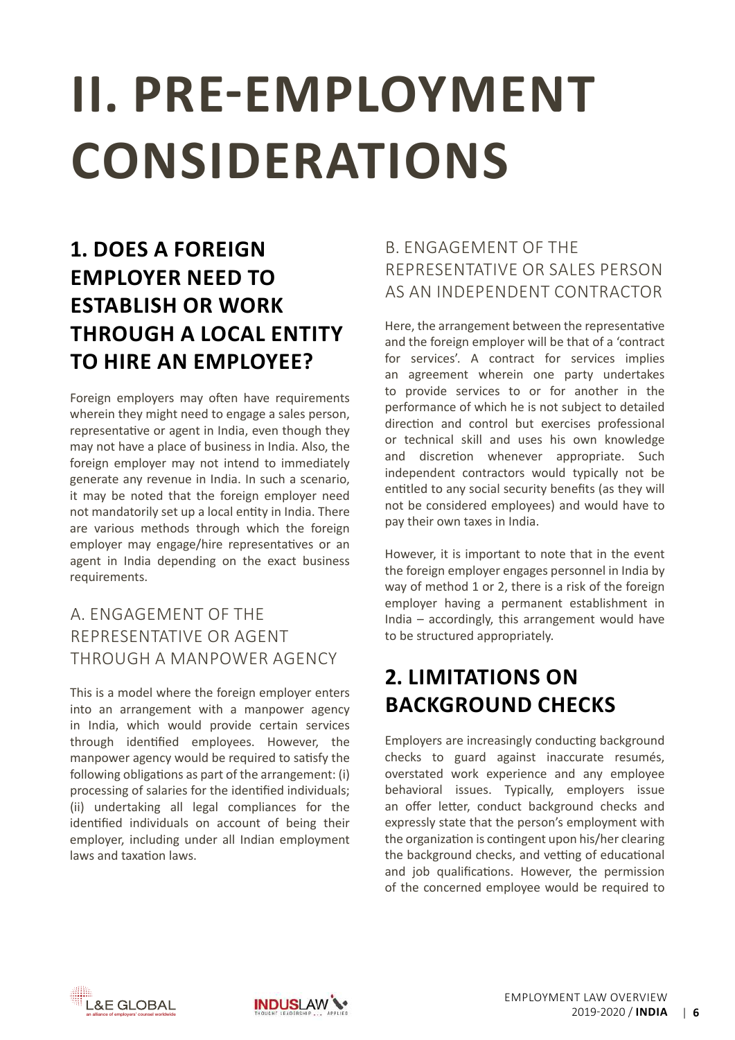# II. PRE-EMPLOYMENT CONSIDERATIONS

## 1. DOES A FOREIGN EMPLOYER NEED TO ESTABLISH OR WORK THROUGH A LOCAL ENTITY TO HIRE AN EMPLOYEE?

Foreign employers may often have requirements wherein they might need to engage a sales person, representative or agent in India, even though they may not have a place of business in India. Also, the foreign employer may not intend to immediately generate any revenue in India. In such a scenario, it may be noted that the foreign employer need not mandatorily set up a local entity in India. There are various methods through which the foreign employer may engage/hire representatives or an agent in India depending on the exact business requirements.

### A. ENGAGEMENT OF THE REPRESENTATIVE OR AGENT THROUGH A MANPOWER AGENCY

This is a model where the foreign employer enters into an arrangement with a manpower agency in India, which would provide certain services through identified employees. However, the manpower agency would be required to satisfy the following obligations as part of the arrangement: (i) processing of salaries for the identified individuals; (ii) undertaking all legal compliances for the identified individuals on account of being their employer, including under all Indian employment laws and taxation laws.

### B. ENGAGEMENT OF THE REPRESENTATIVE OR SALES PERSON AS AN INDEPENDENT CONTRACTOR

Here, the arrangement between the representative and the foreign employer will be that of a 'contract for services'. A contract for services implies an agreement wherein one party undertakes to provide services to or for another in the performance of which he is not subject to detailed direction and control but exercises professional or technical skill and uses his own knowledge and discretion whenever appropriate. Such independent contractors would typically not be entitled to any social security benefits (as they will not be considered employees) and would have to pay their own taxes in India.

However, it is important to note that in the event the foreign employer engages personnel in India by way of method 1 or 2, there is a risk of the foreign employer having a permanent establishment in India – accordingly, this arrangement would have to be structured appropriately.

## 2. LIMITATIONS ON BACKGROUND CHECKS

Employers are increasingly conducting background checks to guard against inaccurate resumés, overstated work experience and any employee behavioral issues. Typically, employers issue an offer letter, conduct background checks and expressly state that the person's employment with the organization is contingent upon his/her clearing the background checks, and vetting of educational and job qualifications. However, the permission of the concerned employee would be required to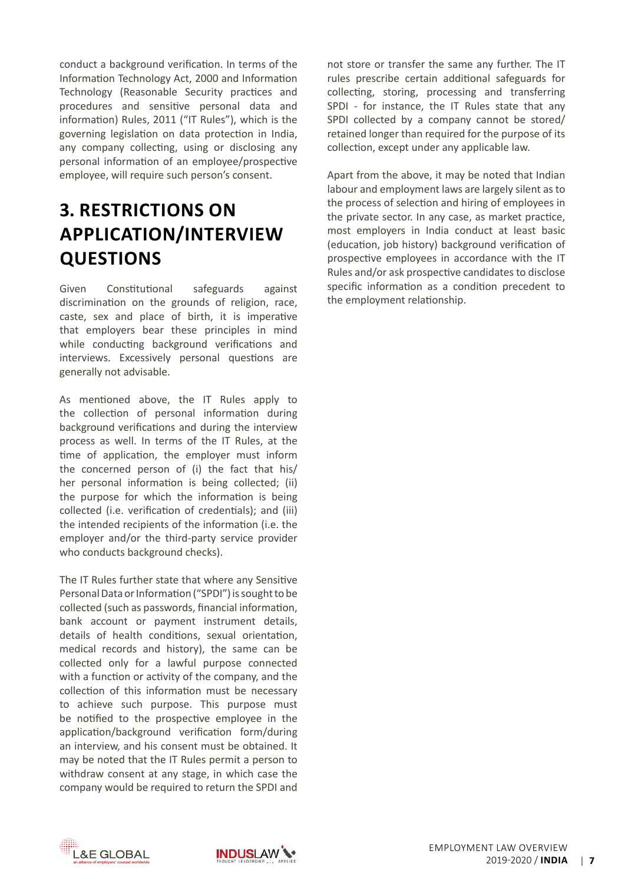conduct a background verification. In terms of the Information Technology Act, 2000 and Information Technology (Reasonable Security practices and procedures and sensitive personal data and information) Rules, 2011 ("IT Rules"), which is the governing legislation on data protection in India, any company collecting, using or disclosing any personal information of an employee/prospective employee, will require such person's consent.

## 3. RESTRICTIONS ON APPLICATION/INTERVIEW QUESTIONS

Given Constitutional safeguards against discrimination on the grounds of religion, race, caste, sex and place of birth, it is imperative that employers bear these principles in mind while conducting background verifications and interviews. Excessively personal questions are generally not advisable.

As mentioned above, the IT Rules apply to the collection of personal information during background verifications and during the interview process as well. In terms of the IT Rules, at the time of application, the employer must inform the concerned person of (i) the fact that his/her personal information is being collected; (ii) the purpose for which the information is being collected (i.e. verification of credentials); and (iii) the intended recipients of the information (i.e. the employer and/or the third-party service provider who conducts background checks).

The IT Rules further state that where any Sensitive Personal Data or Information ("SPDI") is sought to be collected (such as passwords, financial information, bank account or payment instrument details, details of health conditions, sexual orientation, medical records and history), the same can be collected only for a lawful purpose connected with a function or activity of the company, and the collection of this information must be necessary to achieve such purpose. This purpose must be notified to the prospective employee in the application/background verification form/during an interview, and his consent must be obtained. It may be noted that the IT Rules permit a person to withdraw consent at any stage, in which case the company would be required to return the SPDI and not store or transfer the same any further. The IT rules prescribe certain additional safeguards for collecting, storing, processing and transferring SPDI - for instance, the IT Rules state that any SPDI collected by a company cannot be stored/retained longer than required for the purpose of its collection, except under any applicable law.

Apart from the above, it may be noted that Indian labour and employment laws are largely silent as to the process of selection and hiring of employees in the private sector. In any case, as market practice, most employers in India conduct at least basic (education, job history) background verification of prospective employees in accordance with the IT Rules and/or ask prospective candidates to disclose specific information as a condition precedent to the employment relationship.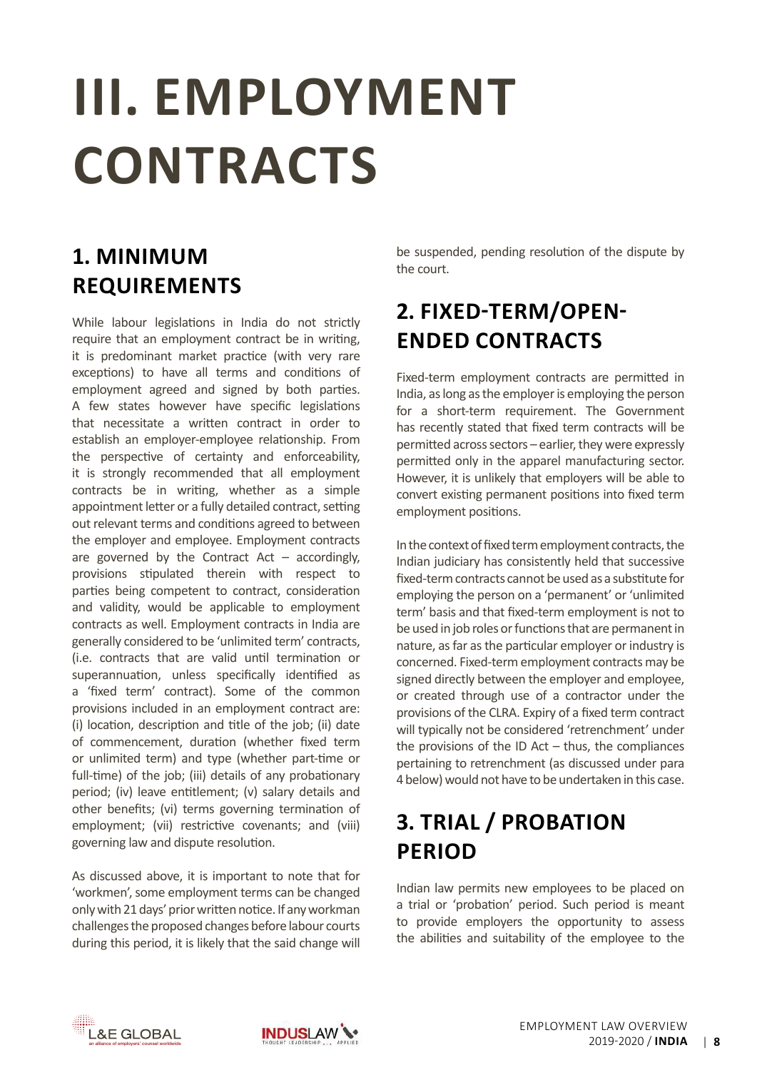# III. EMPLOYMENT CONTRACTS

## 1. MINIMUM REQUIREMENTS

While labour legislations in India do not strictly require that an employment contract be in writing, it is predominant market practice (with very rare exceptions) to have all terms and conditions of employment agreed and signed by both parties. A few states however have specific legislations that necessitate a written contract in order to establish an employer-employee relationship. From the perspective of certainty and enforceability, it is strongly recommended that all employment contracts be in writing, whether as a simple appointment letter or a fully detailed contract, setting out relevant terms and conditions agreed to between the employer and employee. Employment contracts are governed by the Contract Act – accordingly, provisions stipulated therein with respect to parties being competent to contract, consideration and validity, would be applicable to employment contracts as well. Employment contracts in India are generally considered to be 'unlimited term' contracts, (i.e. contracts that are valid until termination or superannuation, unless specifically identified as a 'fixed term' contract). Some of the common provisions included in an employment contract are: (i) location, description and title of the job; (ii) date of commencement, duration (whether fixed term or unlimited term) and type (whether part-time or full-time) of the job; (iii) details of any probationary period; (iv) leave entitlement; (v) salary details and other benefits; (vi) terms governing termination of employment; (vii) restrictive covenants; and (viii) governing law and dispute resolution.

As discussed above, it is important to note that for 'workmen', some employment terms can be changed only with 21 days' prior written notice. If any workman challenges the proposed changes before labour courts during this period, it is likely that the said change will be suspended, pending resolution of the dispute by the court.

## 2. FIXED-TERM/OPEN-ENDED CONTRACTS

Fixed-term employment contracts are permitted in India, as long as the employer is employing the person for a short-term requirement. The Government has recently stated that fixed term contracts will be permitted across sectors – earlier, they were expressly permitted only in the apparel manufacturing sector. However, it is unlikely that employers will be able to convert existing permanent positions into fixed term employment positions.

In the context of fixed term employment contracts, the Indian judiciary has consistently held that successive fixed-term contracts cannot be used as a substitute for employing the person on a 'permanent' or 'unlimited term' basis and that fixed-term employment is not to be used in job roles or functions that are permanent in nature, as far as the particular employer or industry is concerned. Fixed-term employment contracts may be signed directly between the employer and employee, or created through use of a contractor under the provisions of the CLRA. Expiry of a fixed term contract will typically not be considered 'retrenchment' under the provisions of the ID Act – thus, the compliances pertaining to retrenchment (as discussed under para 4 below) would not have to be undertaken in this case.

## 3. TRIAL / PROBATION PERIOD

Indian law permits new employees to be placed on a trial or 'probation' period. Such period is meant to provide employers the opportunity to assess the abilities and suitability of the employee to the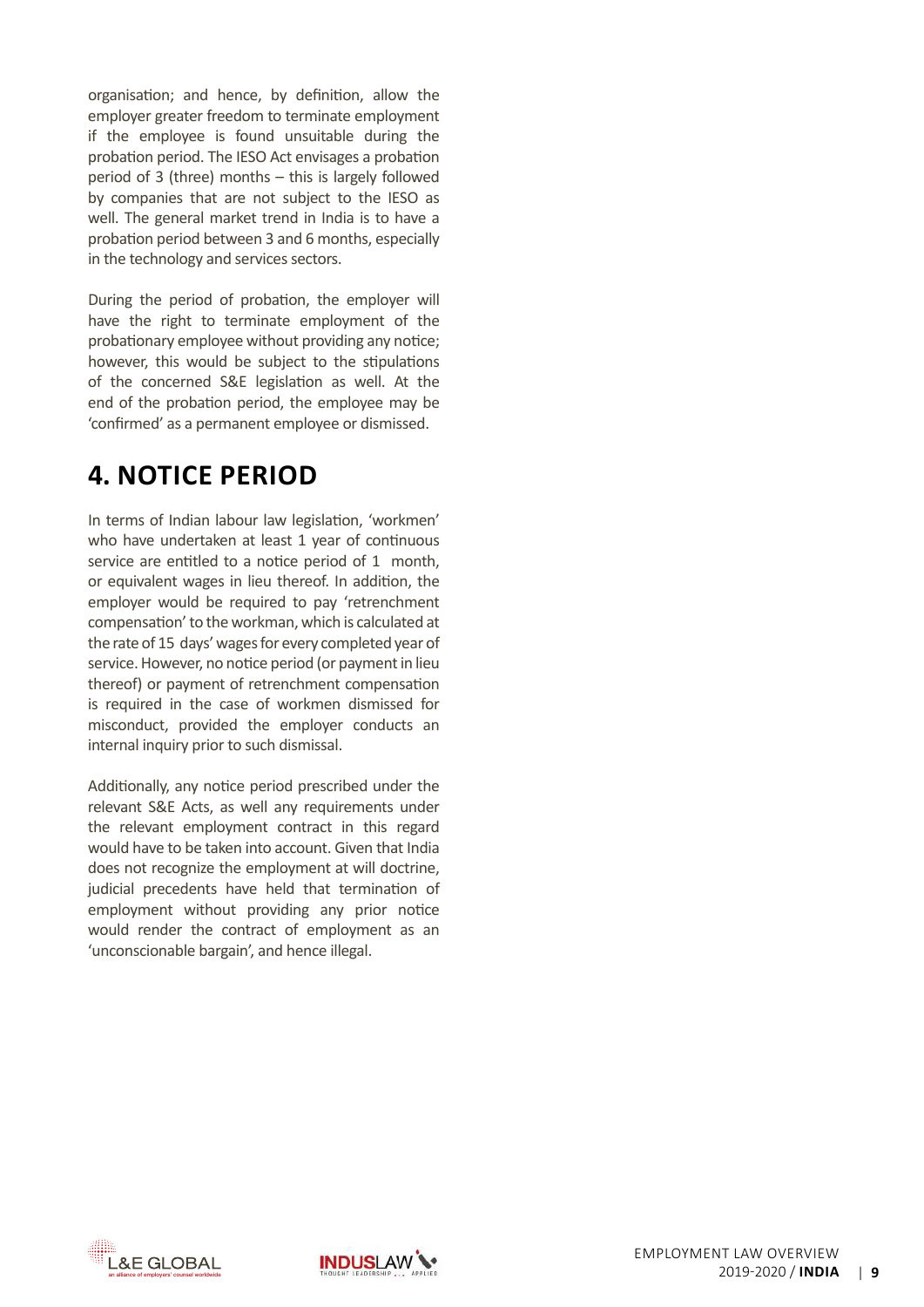organisation; and hence, by definition, allow the employer greater freedom to terminate employment if the employee is found unsuitable during the probation period. The IESO Act envisages a probation period of 3 (three) months – this is largely followed by companies that are not subject to the IESO as well. The general market trend in India is to have a probation period between 3 and 6 months, especially in the technology and services sectors.

During the period of probation, the employer will have the right to terminate employment of the probationary employee without providing any notice; however, this would be subject to the stipulations of the concerned S&E legislation as well. At the end of the probation period, the employee may be 'confirmed' as a permanent employee or dismissed.

## 4. NOTICE PERIOD

In terms of Indian labour law legislation, 'workmen' who have undertaken at least 1 year of continuous service are entitled to a notice period of 1 month, or equivalent wages in lieu thereof. In addition, the employer would be required to pay 'retrenchment compensation' to the workman, which is calculated at the rate of 15 days' wages for every completed year of service. However, no notice period (or payment in lieu thereof) or payment of retrenchment compensation is required in the case of workmen dismissed for misconduct, provided the employer conducts an internal inquiry prior to such dismissal.

Additionally, any notice period prescribed under the relevant S&E Acts, as well any requirements under the relevant employment contract in this regard would have to be taken into account. Given that India does not recognize the employment at will doctrine, judicial precedents have held that termination of employment without providing any prior notice would render the contract of employment as an 'unconscionable bargain', and hence illegal.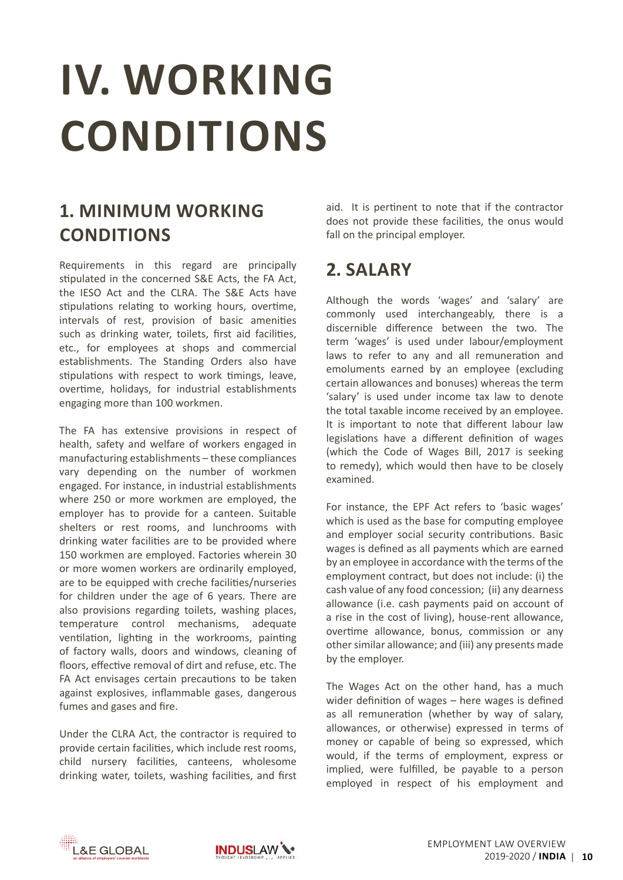# IV. WORKING CONDITIONS

## 1. MINIMUM WORKING CONDITIONS

Requirements in this regard are principally stipulated in the concerned S&E Acts, the FA Act, the IESO Act and the CLRA. The S&E Acts have stipulations relating to working hours, overtime, intervals of rest, provision of basic amenities such as drinking water, toilets, first aid facilities, etc., for employees at shops and commercial establishments. The Standing Orders also have stipulations with respect to work timings, leave, overtime, holidays, for industrial establishments engaging more than 100 workmen.

The FA has extensive provisions in respect of health, safety and welfare of workers engaged in manufacturing establishments – these compliances vary depending on the number of workmen engaged. For instance, in industrial establishments where 250 or more workmen are employed, the employer has to provide for a canteen. Suitable shelters or rest rooms, and lunchrooms with drinking water facilities are to be provided where 150 workmen are employed. Factories wherein 30 or more women workers are ordinarily employed, are to be equipped with creche facilities/nurseries for children under the age of 6 years. There are also provisions regarding toilets, washing places, temperature control mechanisms, adequate ventilation, lighting in the workrooms, painting of factory walls, doors and windows, cleaning of floors, effective removal of dirt and refuse, etc. The FA Act envisages certain precautions to be taken against explosives, inflammable gases, dangerous fumes and gases and fire.

Under the CLRA Act, the contractor is required to provide certain facilities, which include rest rooms, child nursery facilities, canteens, wholesome drinking water, toilets, washing facilities, and first aid. It is pertinent to note that if the contractor does not provide these facilities, the onus would fall on the principal employer.

## 2. SALARY

Although the words 'wages' and 'salary' are commonly used interchangeably, there is a discernible difference between the two. The term 'wages' is used under labour/employment laws to refer to any and all remuneration and emoluments earned by an employee (excluding certain allowances and bonuses) whereas the term 'salary' is used under income tax law to denote the total taxable income received by an employee. It is important to note that different labour law legislations have a different definition of wages (which the Code of Wages Bill, 2017 is seeking to remedy), which would then have to be closely examined.

For instance, the EPF Act refers to 'basic wages' which is used as the base for computing employee and employer social security contributions. Basic wages is defined as all payments which are earned by an employee in accordance with the terms of the employment contract, but does not include: (i) the cash value of any food concession; (ii) any dearness allowance (i.e. cash payments paid on account of a rise in the cost of living), house-rent allowance, overtime allowance, bonus, commission or any other similar allowance; and (iii) any presents made by the employer.

The Wages Act on the other hand, has a much wider definition of wages – here wages is defined as all remuneration (whether by way of salary, allowances, or otherwise) expressed in terms of money or capable of being so expressed, which would, if the terms of employment, express or implied, were fulfilled, be payable to a person employed in respect of his employment and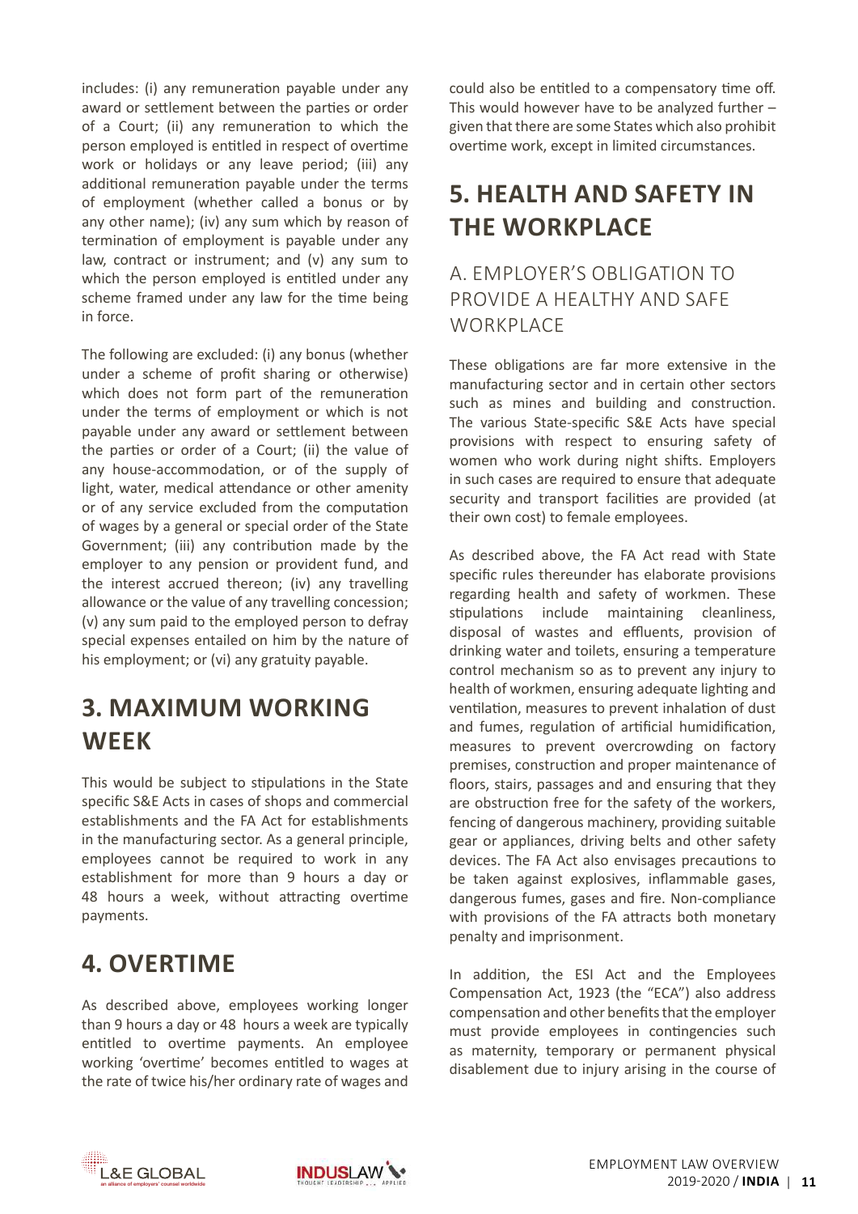includes: (i) any remuneration payable under any award or settlement between the parties or order of a Court; (ii) any remuneration to which the person employed is entitled in respect of overtime work or holidays or any leave period; (iii) any additional remuneration payable under the terms of employment (whether called a bonus or by any other name); (iv) any sum which by reason of termination of employment is payable under any law, contract or instrument; and (v) any sum to which the person employed is entitled under any scheme framed under any law for the time being in force.

The following are excluded: (i) any bonus (whether under a scheme of profit sharing or otherwise) which does not form part of the remuneration under the terms of employment or which is not payable under any award or settlement between the parties or order of a Court; (ii) the value of any house-accommodation, or of the supply of light, water, medical attendance or other amenity or of any service excluded from the computation of wages by a general or special order of the State Government; (iii) any contribution made by the employer to any pension or provident fund, and the interest accrued thereon; (iv) any travelling allowance or the value of any travelling concession; (v) any sum paid to the employed person to defray special expenses entailed on him by the nature of his employment; or (vi) any gratuity payable.

## 3. MAXIMUM WORKING WEEK

This would be subject to stipulations in the State specific S&E Acts in cases of shops and commercial establishments and the FA Act for establishments in the manufacturing sector. As a general principle, employees cannot be required to work in any establishment for more than 9 hours a day or 48 hours a week, without attracting overtime payments.

## 4. OVERTIME

As described above, employees working longer than 9 hours a day or 48 hours a week are typically entitled to overtime payments. An employee working 'overtime' becomes entitled to wages at the rate of twice his/her ordinary rate of wages and could also be entitled to a compensatory time off. This would however have to be analyzed further – given that there are some States which also prohibit overtime work, except in limited circumstances.

## 5. HEALTH AND SAFETY IN THE WORKPLACE

### A. EMPLOYER'S OBLIGATION TO PROVIDE A HEALTHY AND SAFE WORKPLACE

These obligations are far more extensive in the manufacturing sector and in certain other sectors such as mines and building and construction. The various State-specific S&E Acts have special provisions with respect to ensuring safety of women who work during night shifts. Employers in such cases are required to ensure that adequate security and transport facilities are provided (at their own cost) to female employees.

As described above, the FA Act read with State specific rules thereunder has elaborate provisions regarding health and safety of workmen. These stipulations include maintaining cleanliness, disposal of wastes and effluents, provision of drinking water and toilets, ensuring a temperature control mechanism so as to prevent any injury to health of workmen, ensuring adequate lighting and ventilation, measures to prevent inhalation of dust and fumes, regulation of artificial humidification, measures to prevent overcrowding on factory premises, construction and proper maintenance of floors, stairs, passages and and ensuring that they are obstruction free for the safety of the workers, fencing of dangerous machinery, providing suitable gear or appliances, driving belts and other safety devices. The FA Act also envisages precautions to be taken against explosives, inflammable gases, dangerous fumes, gases and fire. Non-compliance with provisions of the FA attracts both monetary penalty and imprisonment.

In addition, the ESI Act and the Employees Compensation Act, 1923 (the "ECA") also address compensation and other benefits that the employer must provide employees in contingencies such as maternity, temporary or permanent physical disablement due to injury arising in the course of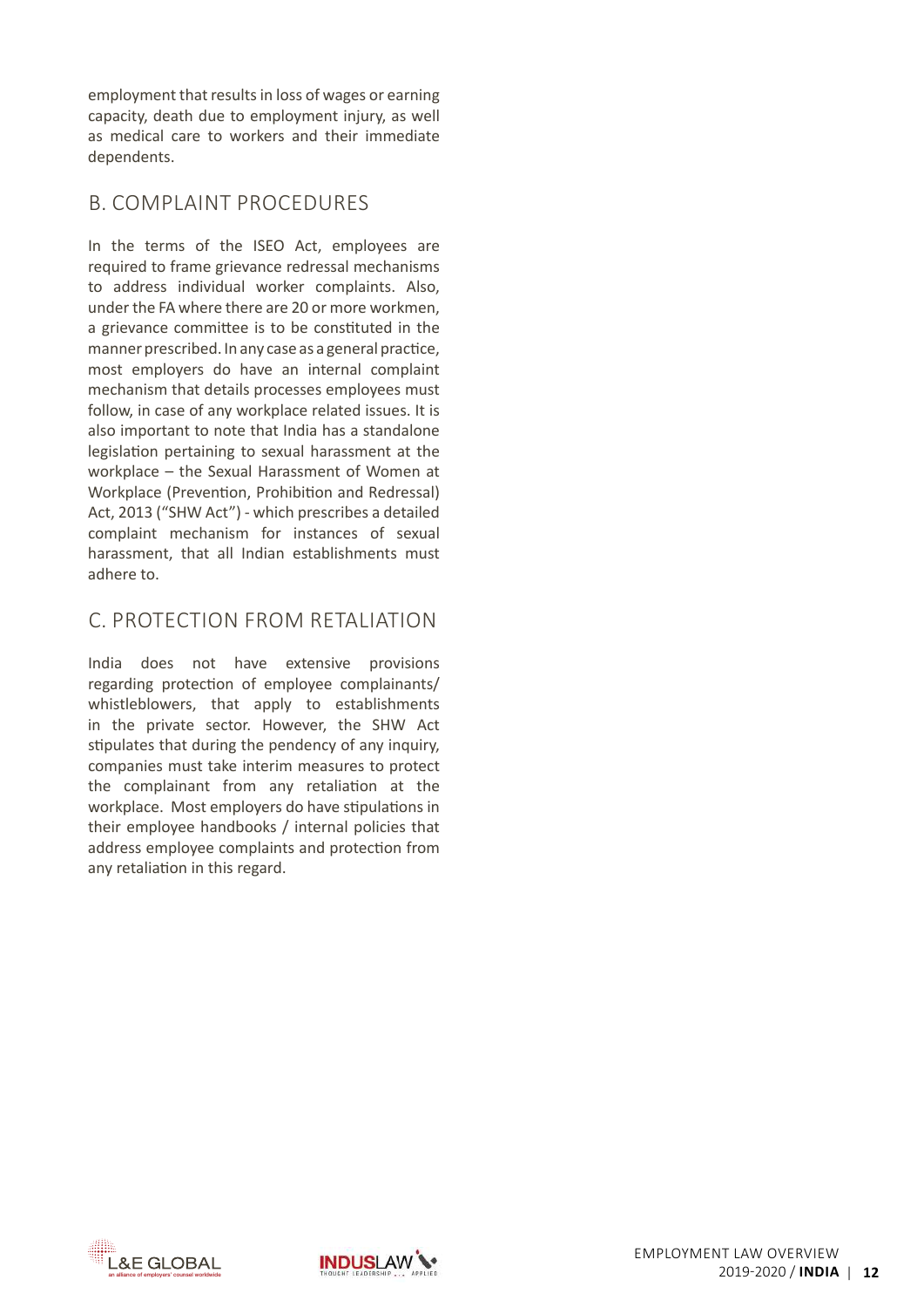employment that results in loss of wages or earning capacity, death due to employment injury, as well as medical care to workers and their immediate dependents.

## B. COMPLAINT PROCEDURES

In the terms of the ISEO Act, employees are required to frame grievance redressal mechanisms to address individual worker complaints. Also, under the FA where there are 20 or more workmen, a grievance committee is to be constituted in the manner prescribed. In any case as a general practice, most employers do have an internal complaint mechanism that details processes employees must follow, in case of any workplace related issues. It is also important to note that India has a standalone legislation pertaining to sexual harassment at the workplace – the Sexual Harassment of Women at Workplace (Prevention, Prohibition and Redressal) Act, 2013 ("SHW Act") - which prescribes a detailed complaint mechanism for instances of sexual harassment, that all Indian establishments must adhere to.

## C. PROTECTION FROM RETALIATION

India does not have extensive provisions regarding protection of employee complainants/ whistleblowers, that apply to establishments in the private sector. However, the SHW Act stipulates that during the pendency of any inquiry, companies must take interim measures to protect the complainant from any retaliation at the workplace. Most employers do have stipulations in their employee handbooks / internal policies that address employee complaints and protection from any retaliation in this regard.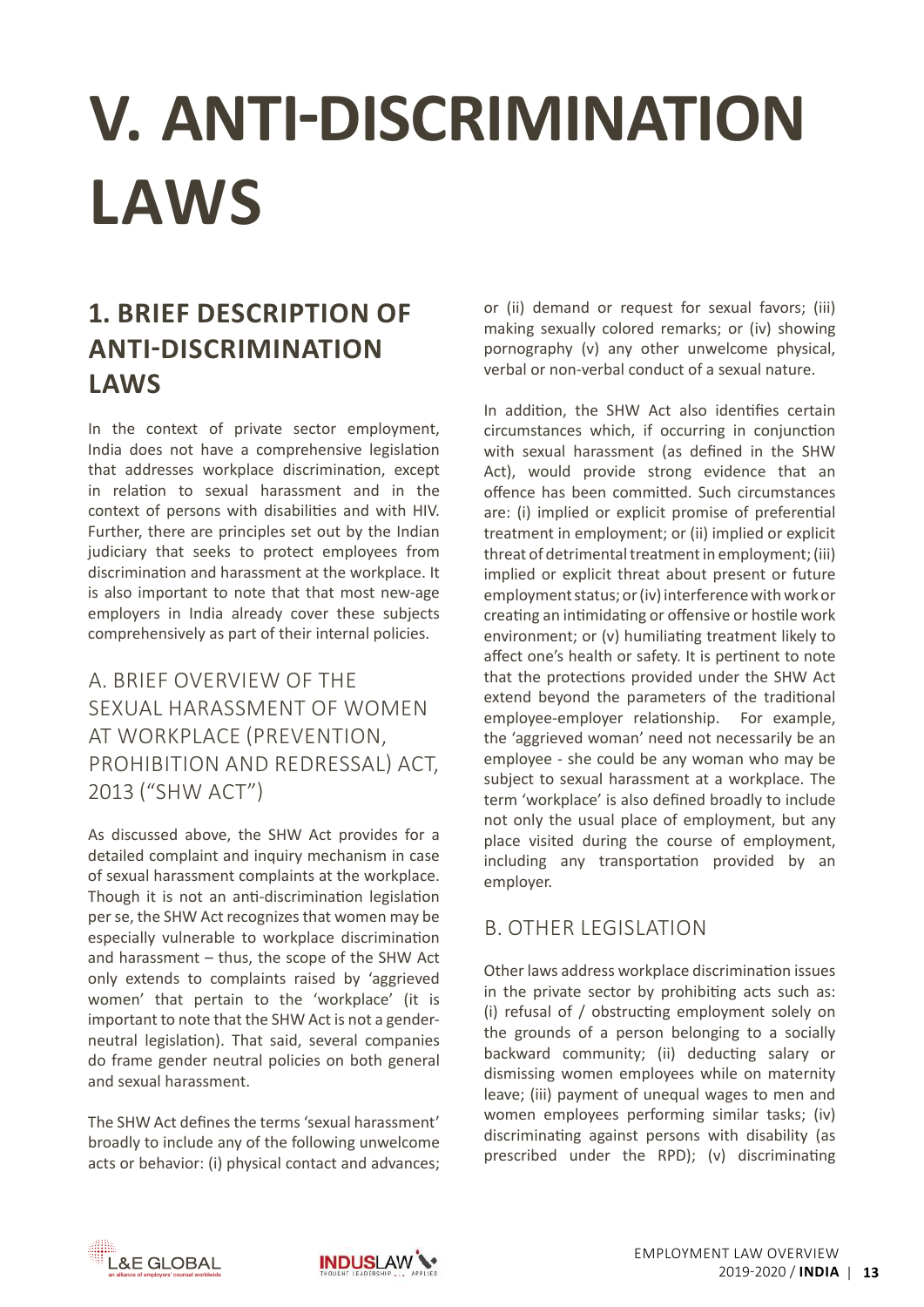# V. ANTI-DISCRIMINATION LAWS

## 1. BRIEF DESCRIPTION OF ANTI-DISCRIMINATION LAWS

In the context of private sector employment, India does not have a comprehensive legislation that addresses workplace discrimination, except in relation to sexual harassment and in the context of persons with disabilities and with HIV. Further, there are principles set out by the Indian judiciary that seeks to protect employees from discrimination and harassment at the workplace. It is also important to note that that most new-age employers in India already cover these subjects comprehensively as part of their internal policies.

### A. BRIEF OVERVIEW OF THE SEXUAL HARASSMENT OF WOMEN AT WORKPLACE (PREVENTION, PROHIBITION AND REDRESSAL) ACT, 2013 ("SHW ACT")

As discussed above, the SHW Act provides for a detailed complaint and inquiry mechanism in case of sexual harassment complaints at the workplace. Though it is not an anti-discrimination legislation per se, the SHW Act recognizes that women may be especially vulnerable to workplace discrimination and harassment – thus, the scope of the SHW Act only extends to complaints raised by 'aggrieved women' that pertain to the 'workplace' (it is important to note that the SHW Act is not a gender-neutral legislation). That said, several companies do frame gender neutral policies on both general and sexual harassment.

The SHW Act defines the terms 'sexual harassment' broadly to include any of the following unwelcome acts or behavior: (i) physical contact and advances; or (ii) demand or request for sexual favors; (iii) making sexually colored remarks; or (iv) showing pornography (v) any other unwelcome physical, verbal or non-verbal conduct of a sexual nature.

In addition, the SHW Act also identifies certain circumstances which, if occurring in conjunction with sexual harassment (as defined in the SHW Act), would provide strong evidence that an offence has been committed. Such circumstances are: (i) implied or explicit promise of preferential treatment in employment; or (ii) implied or explicit threat of detrimental treatment in employment; (iii) implied or explicit threat about present or future employment status; or (iv) interference with work or creating an intimidating or offensive or hostile work environment; or (v) humiliating treatment likely to affect one's health or safety. It is pertinent to note that the protections provided under the SHW Act extend beyond the parameters of the traditional employee-employer relationship. For example, the 'aggrieved woman' need not necessarily be an employee - she could be any woman who may be subject to sexual harassment at a workplace. The term 'workplace' is also defined broadly to include not only the usual place of employment, but any place visited during the course of employment, including any transportation provided by an employer.

### B. OTHER LEGISLATION

Other laws address workplace discrimination issues in the private sector by prohibiting acts such as: (i) refusal of / obstructing employment solely on the grounds of a person belonging to a socially backward community; (ii) deducting salary or dismissing women employees while on maternity leave; (iii) payment of unequal wages to men and women employees performing similar tasks; (iv) discriminating against persons with disability (as prescribed under the RPD); (v) discriminating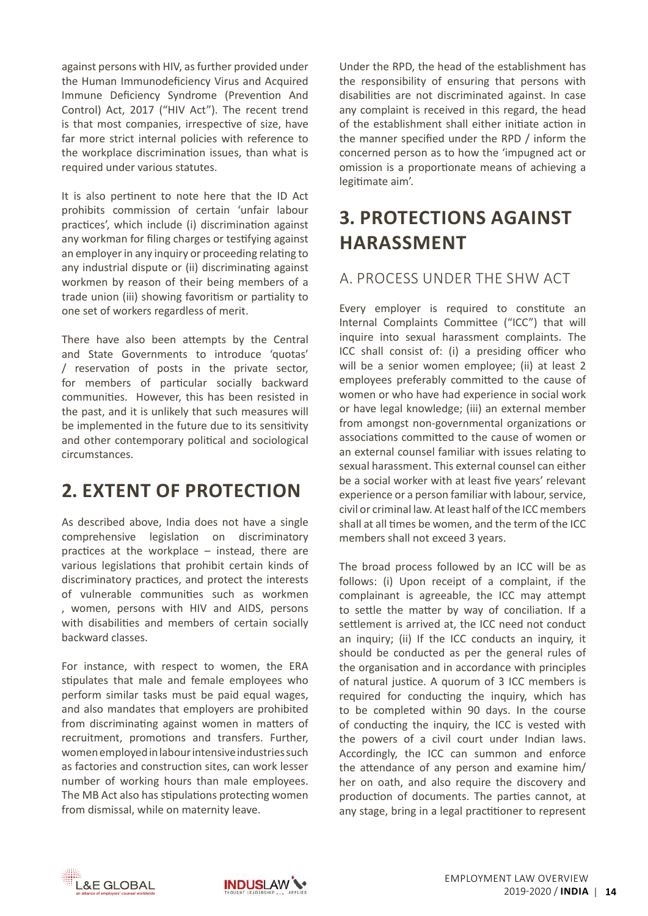against persons with HIV, as further provided under the Human Immunodeficiency Virus and Acquired Immune Deficiency Syndrome (Prevention And Control) Act, 2017 ("HIV Act"). The recent trend is that most companies, irrespective of size, have far more strict internal policies with reference to the workplace discrimination issues, than what is required under various statutes.

It is also pertinent to note here that the ID Act prohibits commission of certain 'unfair labour practices', which include (i) discrimination against any workman for filing charges or testifying against an employer in any inquiry or proceeding relating to any industrial dispute or (ii) discriminating against workmen by reason of their being members of a trade union (iii) showing favoritism or partiality to one set of workers regardless of merit.

There have also been attempts by the Central and State Governments to introduce 'quotas' / reservation of posts in the private sector, for members of particular socially backward communities. However, this has been resisted in the past, and it is unlikely that such measures will be implemented in the future due to its sensitivity and other contemporary political and sociological circumstances.

## 2. EXTENT OF PROTECTION

As described above, India does not have a single comprehensive legislation on discriminatory practices at the workplace – instead, there are various legislations that prohibit certain kinds of discriminatory practices, and protect the interests of vulnerable communities such as workmen , women, persons with HIV and AIDS, persons with disabilities and members of certain socially backward classes.

For instance, with respect to women, the ERA stipulates that male and female employees who perform similar tasks must be paid equal wages, and also mandates that employers are prohibited from discriminating against women in matters of recruitment, promotions and transfers. Further, women employed in labour intensive industries such as factories and construction sites, can work lesser number of working hours than male employees. The MB Act also has stipulations protecting women from dismissal, while on maternity leave.

Under the RPD, the head of the establishment has the responsibility of ensuring that persons with disabilities are not discriminated against. In case any complaint is received in this regard, the head of the establishment shall either initiate action in the manner specified under the RPD / inform the concerned person as to how the 'impugned act or omission is a proportionate means of achieving a legitimate aim'.

## 3. PROTECTIONS AGAINST HARASSMENT

### A. PROCESS UNDER THE SHW ACT

Every employer is required to constitute an Internal Complaints Committee ("ICC") that will inquire into sexual harassment complaints. The ICC shall consist of: (i) a presiding officer who will be a senior women employee; (ii) at least 2 employees preferably committed to the cause of women or who have had experience in social work or have legal knowledge; (iii) an external member from amongst non-governmental organizations or associations committed to the cause of women or an external counsel familiar with issues relating to sexual harassment. This external counsel can either be a social worker with at least five years' relevant experience or a person familiar with labour, service, civil or criminal law. At least half of the ICC members shall at all times be women, and the term of the ICC members shall not exceed 3 years.

The broad process followed by an ICC will be as follows: (i) Upon receipt of a complaint, if the complainant is agreeable, the ICC may attempt to settle the matter by way of conciliation. If a settlement is arrived at, the ICC need not conduct an inquiry; (ii) If the ICC conducts an inquiry, it should be conducted as per the general rules of the organisation and in accordance with principles of natural justice. A quorum of 3 ICC members is required for conducting the inquiry, which has to be completed within 90 days. In the course of conducting the inquiry, the ICC is vested with the powers of a civil court under Indian laws. Accordingly, the ICC can summon and enforce the attendance of any person and examine him/her on oath, and also require the discovery and production of documents. The parties cannot, at any stage, bring in a legal practitioner to represent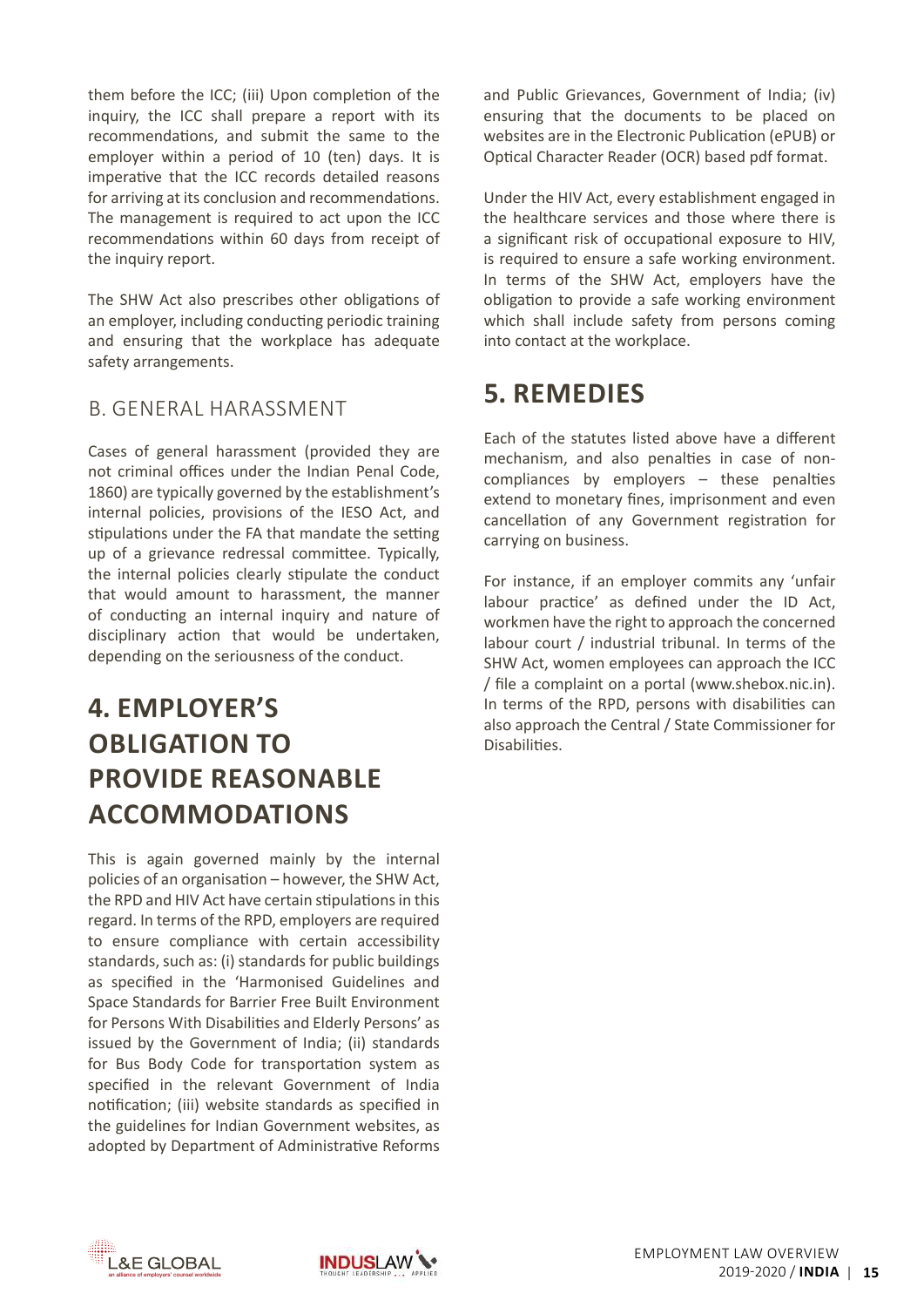them before the ICC; (iii) Upon completion of the inquiry, the ICC shall prepare a report with its recommendations, and submit the same to the employer within a period of 10 (ten) days. It is imperative that the ICC records detailed reasons for arriving at its conclusion and recommendations. The management is required to act upon the ICC recommendations within 60 days from receipt of the inquiry report.

The SHW Act also prescribes other obligations of an employer, including conducting periodic training and ensuring that the workplace has adequate safety arrangements.

### B. GENERAL HARASSMENT

Cases of general harassment (provided they are not criminal offices under the Indian Penal Code, 1860) are typically governed by the establishment's internal policies, provisions of the IESO Act, and stipulations under the FA that mandate the setting up of a grievance redressal committee. Typically, the internal policies clearly stipulate the conduct that would amount to harassment, the manner of conducting an internal inquiry and nature of disciplinary action that would be undertaken, depending on the seriousness of the conduct.

## 4. EMPLOYER'S OBLIGATION TO PROVIDE REASONABLE ACCOMMODATIONS

This is again governed mainly by the internal policies of an organisation – however, the SHW Act, the RPD and HIV Act have certain stipulations in this regard. In terms of the RPD, employers are required to ensure compliance with certain accessibility standards, such as: (i) standards for public buildings as specified in the 'Harmonised Guidelines and Space Standards for Barrier Free Built Environment for Persons With Disabilities and Elderly Persons' as issued by the Government of India; (ii) standards for Bus Body Code for transportation system as specified in the relevant Government of India notification; (iii) website standards as specified in the guidelines for Indian Government websites, as adopted by Department of Administrative Reforms and Public Grievances, Government of India; (iv) ensuring that the documents to be placed on websites are in the Electronic Publication (ePUB) or Optical Character Reader (OCR) based pdf format.

Under the HIV Act, every establishment engaged in the healthcare services and those where there is a significant risk of occupational exposure to HIV, is required to ensure a safe working environment. In terms of the SHW Act, employers have the obligation to provide a safe working environment which shall include safety from persons coming into contact at the workplace.

## 5. REMEDIES

Each of the statutes listed above have a different mechanism, and also penalties in case of non-compliances by employers – these penalties extend to monetary fines, imprisonment and even cancellation of any Government registration for carrying on business.

For instance, if an employer commits any 'unfair labour practice' as defined under the ID Act, workmen have the right to approach the concerned labour court / industrial tribunal. In terms of the SHW Act, women employees can approach the ICC / file a complaint on a portal (www.shebox.nic.in). In terms of the RPD, persons with disabilities can also approach the Central / State Commissioner for Disabilities.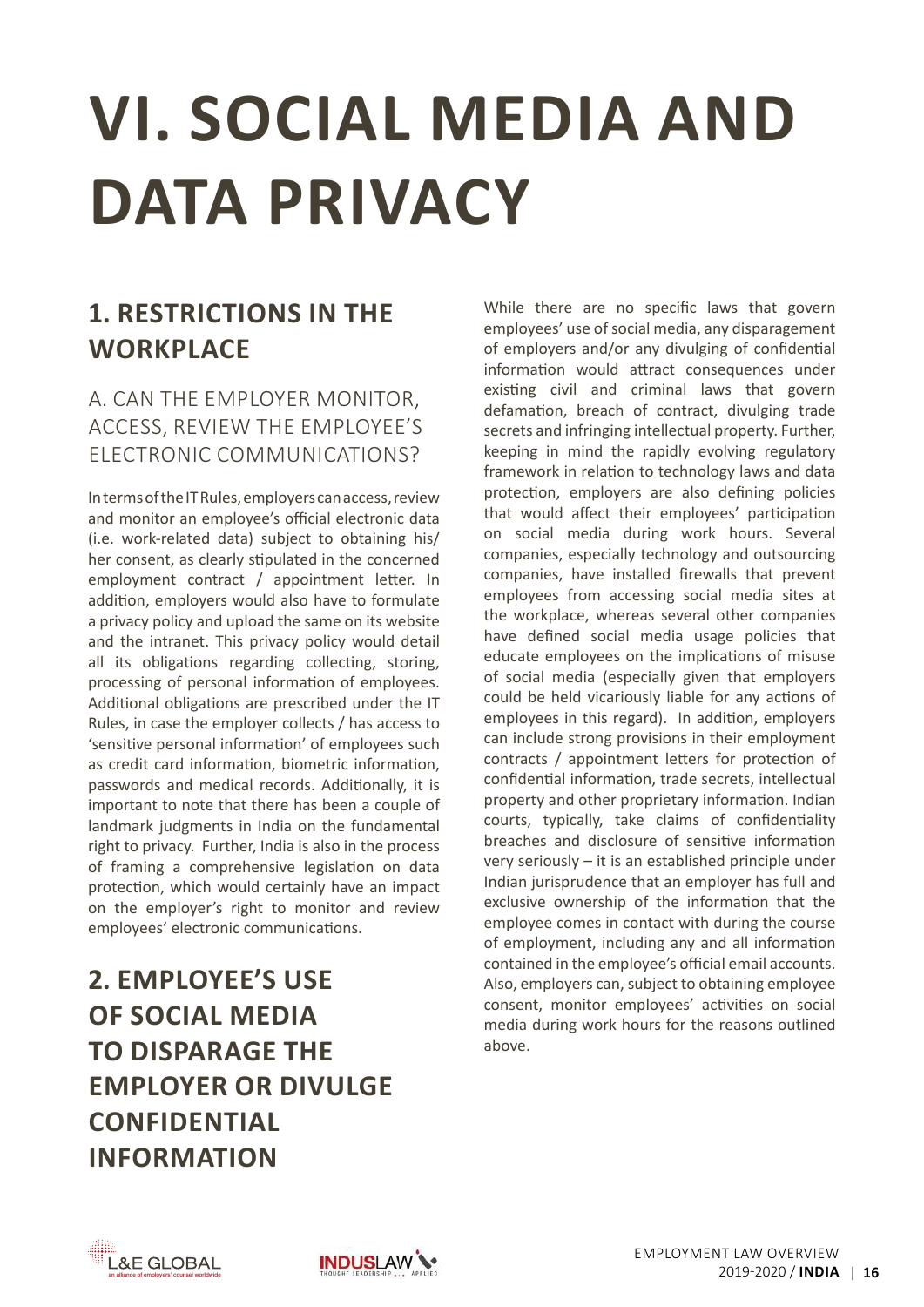# VI. SOCIAL MEDIA AND DATA PRIVACY

## 1. RESTRICTIONS IN THE WORKPLACE

### A. CAN THE EMPLOYER MONITOR, ACCESS, REVIEW THE EMPLOYEE'S ELECTRONIC COMMUNICATIONS?

In terms of the IT Rules, employers can access, review and monitor an employee's official electronic data (i.e. work-related data) subject to obtaining his/her consent, as clearly stipulated in the concerned employment contract / appointment letter. In addition, employers would also have to formulate a privacy policy and upload the same on its website and the intranet. This privacy policy would detail all its obligations regarding collecting, storing, processing of personal information of employees. Additional obligations are prescribed under the IT Rules, in case the employer collects / has access to 'sensitive personal information' of employees such as credit card information, biometric information, passwords and medical records. Additionally, it is important to note that there has been a couple of landmark judgments in India on the fundamental right to privacy. Further, India is also in the process of framing a comprehensive legislation on data protection, which would certainly have an impact on the employer's right to monitor and review employees' electronic communications.

## 2. EMPLOYEE'S USE OF SOCIAL MEDIA TO DISPARAGE THE EMPLOYER OR DIVULGE CONFIDENTIAL INFORMATION

While there are no specific laws that govern employees' use of social media, any disparagement of employers and/or any divulging of confidential information would attract consequences under existing civil and criminal laws that govern defamation, breach of contract, divulging trade secrets and infringing intellectual property. Further, keeping in mind the rapidly evolving regulatory framework in relation to technology laws and data protection, employers are also defining policies that would affect their employees' participation on social media during work hours. Several companies, especially technology and outsourcing companies, have installed firewalls that prevent employees from accessing social media sites at the workplace, whereas several other companies have defined social media usage policies that educate employees on the implications of misuse of social media (especially given that employers could be held vicariously liable for any actions of employees in this regard). In addition, employers can include strong provisions in their employment contracts / appointment letters for protection of confidential information, trade secrets, intellectual property and other proprietary information. Indian courts, typically, take claims of confidentiality breaches and disclosure of sensitive information very seriously – it is an established principle under Indian jurisprudence that an employer has full and exclusive ownership of the information that the employee comes in contact with during the course of employment, including any and all information contained in the employee's official email accounts. Also, employers can, subject to obtaining employee consent, monitor employees' activities on social media during work hours for the reasons outlined above.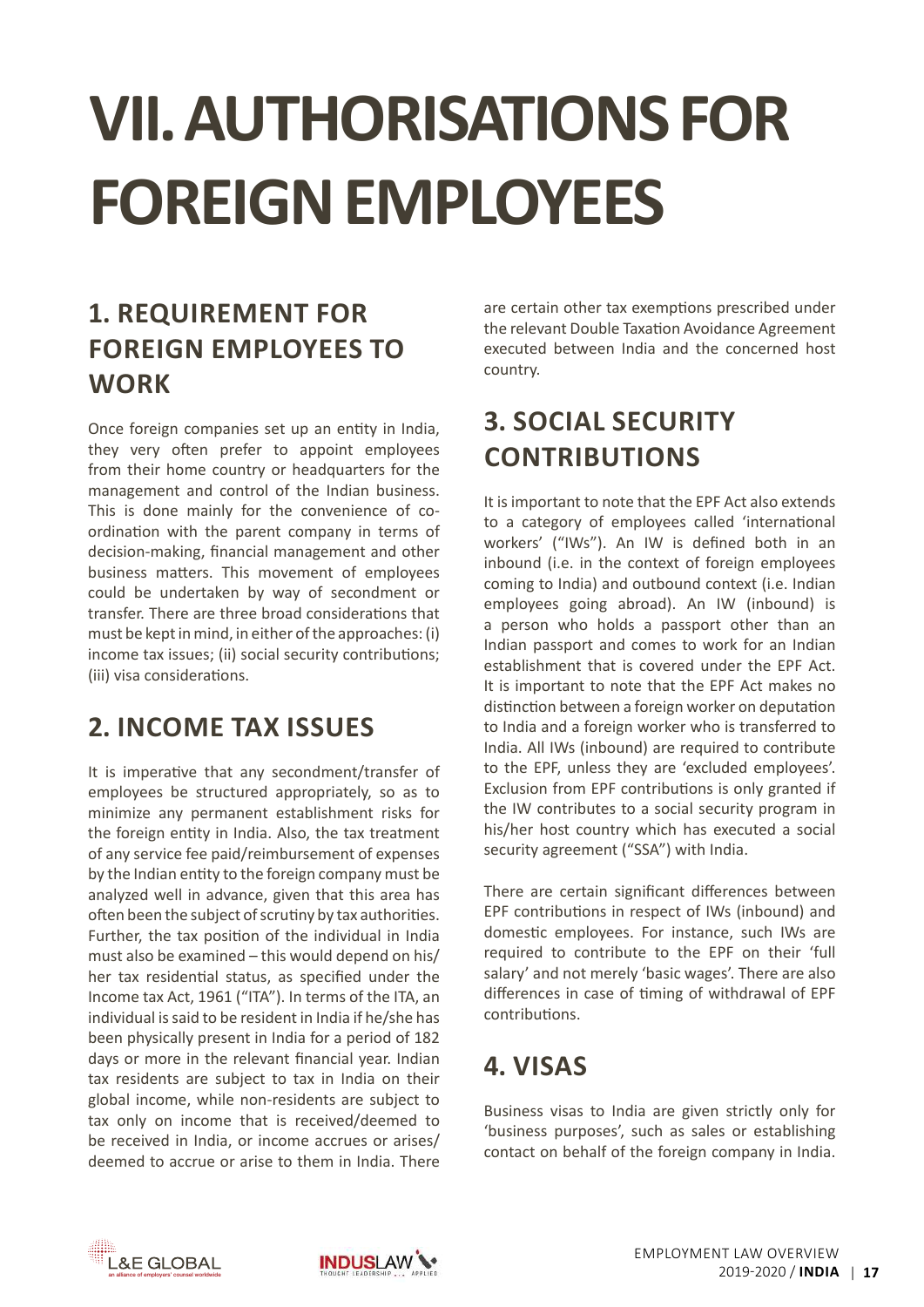# VII. AUTHORISATIONS FOR FOREIGN EMPLOYEES

## 1. REQUIREMENT FOR FOREIGN EMPLOYEES TO WORK

Once foreign companies set up an entity in India, they very often prefer to appoint employees from their home country or headquarters for the management and control of the Indian business. This is done mainly for the convenience of co-ordination with the parent company in terms of decision-making, financial management and other business matters. This movement of employees could be undertaken by way of secondment or transfer. There are three broad considerations that must be kept in mind, in either of the approaches: (i) income tax issues; (ii) social security contributions; (iii) visa considerations.

## 2. INCOME TAX ISSUES

It is imperative that any secondment/transfer of employees be structured appropriately, so as to minimize any permanent establishment risks for the foreign entity in India. Also, the tax treatment of any service fee paid/reimbursement of expenses by the Indian entity to the foreign company must be analyzed well in advance, given that this area has often been the subject of scrutiny by tax authorities. Further, the tax position of the individual in India must also be examined – this would depend on his/her tax residential status, as specified under the Income tax Act, 1961 ("ITA"). In terms of the ITA, an individual is said to be resident in India if he/she has been physically present in India for a period of 182 days or more in the relevant financial year. Indian tax residents are subject to tax in India on their global income, while non-residents are subject to tax only on income that is received/deemed to be received in India, or income accrues or arises/deemed to accrue or arise to them in India. There are certain other tax exemptions prescribed under the relevant Double Taxation Avoidance Agreement executed between India and the concerned host country.

## 3. SOCIAL SECURITY CONTRIBUTIONS

It is important to note that the EPF Act also extends to a category of employees called 'international workers' ("IWs"). An IW is defined both in an inbound (i.e. in the context of foreign employees coming to India) and outbound context (i.e. Indian employees going abroad). An IW (inbound) is a person who holds a passport other than an Indian passport and comes to work for an Indian establishment that is covered under the EPF Act. It is important to note that the EPF Act makes no distinction between a foreign worker on deputation to India and a foreign worker who is transferred to India. All IWs (inbound) are required to contribute to the EPF, unless they are 'excluded employees'. Exclusion from EPF contributions is only granted if the IW contributes to a social security program in his/her host country which has executed a social security agreement ("SSA") with India.

There are certain significant differences between EPF contributions in respect of IWs (inbound) and domestic employees. For instance, such IWs are required to contribute to the EPF on their 'full salary' and not merely 'basic wages'. There are also differences in case of timing of withdrawal of EPF contributions.

## 4. VISAS

Business visas to India are given strictly only for 'business purposes', such as sales or establishing contact on behalf of the foreign company in India.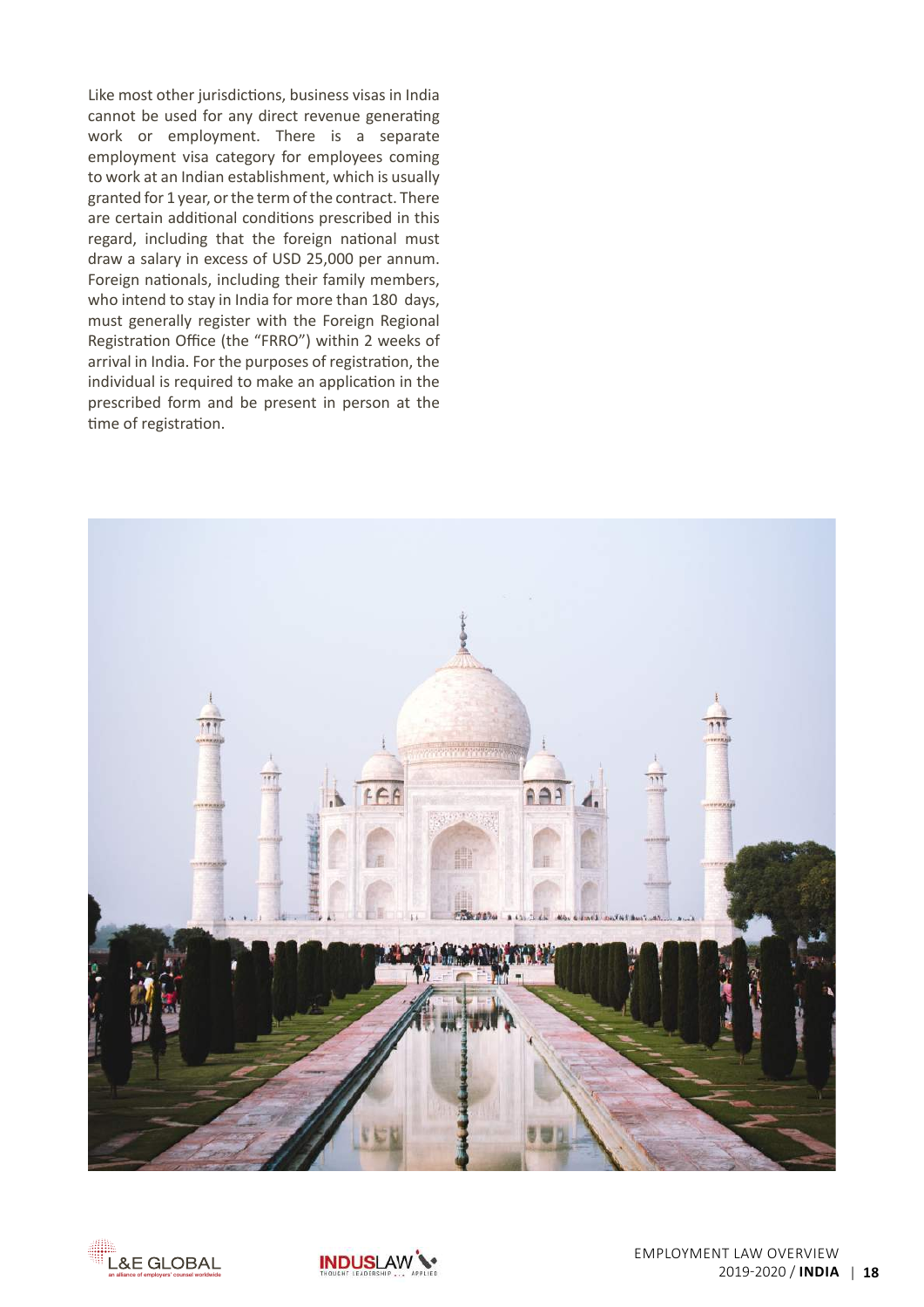Like most other jurisdictions, business visas in India cannot be used for any direct revenue generating work or employment. There is a separate employment visa category for employees coming to work at an Indian establishment, which is usually granted for 1 year, or the term of the contract. There are certain additional conditions prescribed in this regard, including that the foreign national must draw a salary in excess of USD 25,000 per annum. Foreign nationals, including their family members, who intend to stay in India for more than 180 days, must generally register with the Foreign Regional Registration Office (the "FRRO") within 2 weeks of arrival in India. For the purposes of registration, the individual is required to make an application in the prescribed form and be present in person at the time of registration.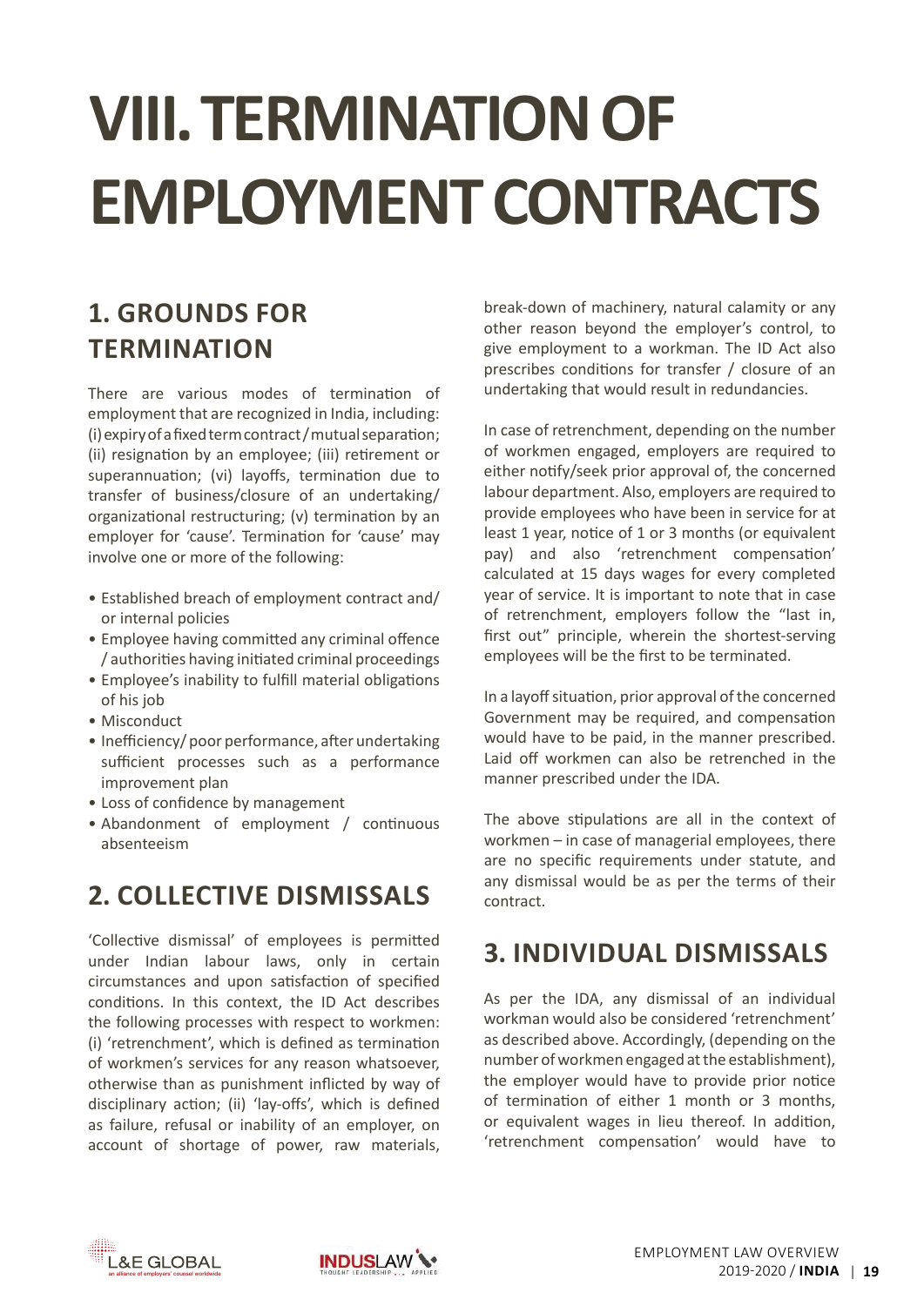# VIII. TERMINATION OF EMPLOYMENT CONTRACTS

## 1. GROUNDS FOR TERMINATION

There are various modes of termination of employment that are recognized in India, including: (i) expiry of a fixed term contract / mutual separation; (ii) resignation by an employee; (iii) retirement or superannuation; (vi) layoffs, termination due to transfer of business/closure of an undertaking/ organizational restructuring; (v) termination by an employer for 'cause'. Termination for 'cause' may involve one or more of the following:

- Established breach of employment contract and/ or internal policies
- Employee having committed any criminal offence / authorities having initiated criminal proceedings
- Employee's inability to fulfill material obligations of his job
- Misconduct
- Inefficiency/ poor performance, after undertaking sufficient processes such as a performance improvement plan
- Loss of confidence by management
- Abandonment of employment / continuous absenteeism

## 2. COLLECTIVE DISMISSALS

'Collective dismissal' of employees is permitted under Indian labour laws, only in certain circumstances and upon satisfaction of specified conditions. In this context, the ID Act describes the following processes with respect to workmen: (i) 'retrenchment', which is defined as termination of workmen's services for any reason whatsoever, otherwise than as punishment inflicted by way of disciplinary action; (ii) 'lay-offs', which is defined as failure, refusal or inability of an employer, on account of shortage of power, raw materials, break-down of machinery, natural calamity or any other reason beyond the employer's control, to give employment to a workman. The ID Act also prescribes conditions for transfer / closure of an undertaking that would result in redundancies.

In case of retrenchment, depending on the number of workmen engaged, employers are required to either notify/seek prior approval of, the concerned labour department. Also, employers are required to provide employees who have been in service for at least 1 year, notice of 1 or 3 months (or equivalent pay) and also 'retrenchment compensation' calculated at 15 days wages for every completed year of service. It is important to note that in case of retrenchment, employers follow the "last in, first out" principle, wherein the shortest-serving employees will be the first to be terminated.

In a layoff situation, prior approval of the concerned Government may be required, and compensation would have to be paid, in the manner prescribed. Laid off workmen can also be retrenched in the manner prescribed under the IDA.

The above stipulations are all in the context of workmen – in case of managerial employees, there are no specific requirements under statute, and any dismissal would be as per the terms of their contract.

## 3. INDIVIDUAL DISMISSALS

As per the IDA, any dismissal of an individual workman would also be considered 'retrenchment' as described above. Accordingly, (depending on the number of workmen engaged at the establishment), the employer would have to provide prior notice of termination of either 1 month or 3 months, or equivalent wages in lieu thereof. In addition, 'retrenchment compensation' would have to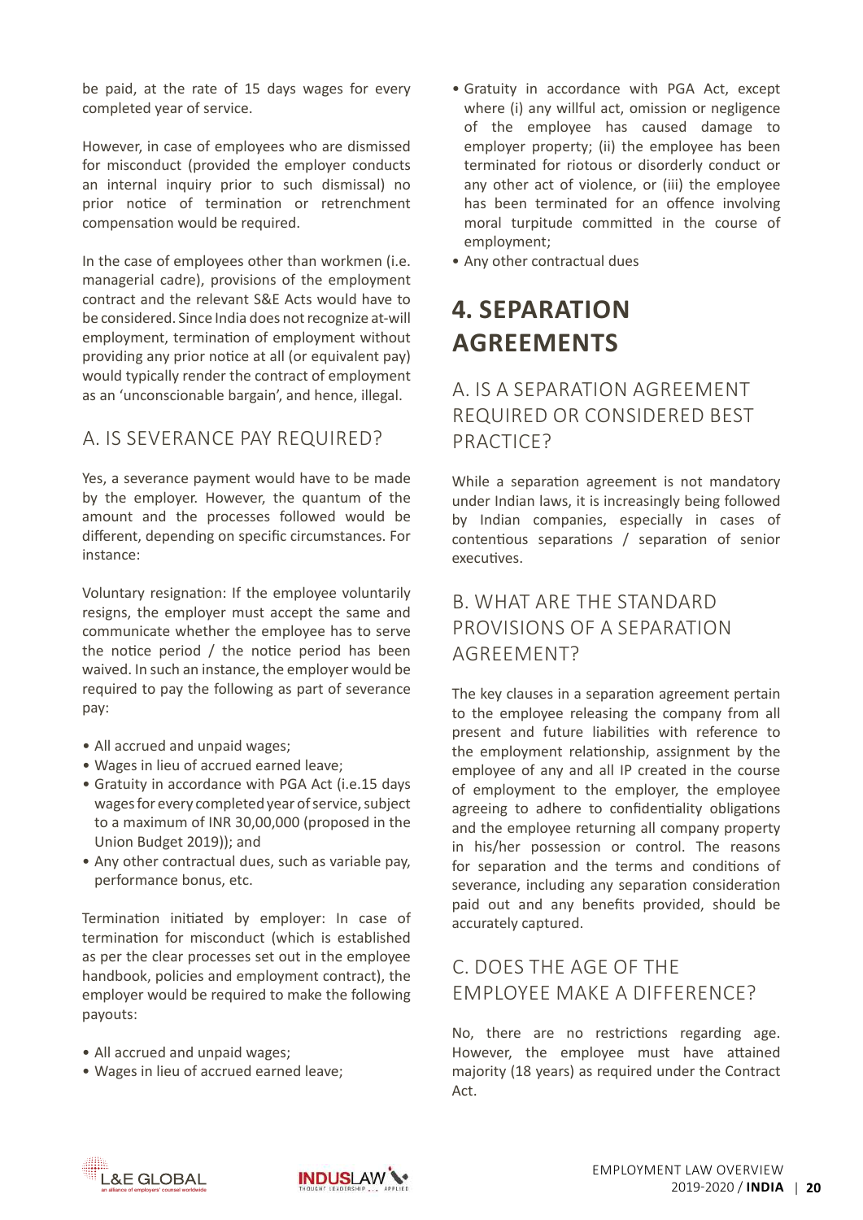be paid, at the rate of 15 days wages for every completed year of service.

However, in case of employees who are dismissed for misconduct (provided the employer conducts an internal inquiry prior to such dismissal) no prior notice of termination or retrenchment compensation would be required.

In the case of employees other than workmen (i.e. managerial cadre), provisions of the employment contract and the relevant S&E Acts would have to be considered. Since India does not recognize at-will employment, termination of employment without providing any prior notice at all (or equivalent pay) would typically render the contract of employment as an 'unconscionable bargain', and hence, illegal.

### A. IS SEVERANCE PAY REQUIRED?

Yes, a severance payment would have to be made by the employer. However, the quantum of the amount and the processes followed would be different, depending on specific circumstances. For instance:

Voluntary resignation: If the employee voluntarily resigns, the employer must accept the same and communicate whether the employee has to serve the notice period / the notice period has been waived. In such an instance, the employer would be required to pay the following as part of severance pay:

- All accrued and unpaid wages;
- Wages in lieu of accrued earned leave;
- Gratuity in accordance with PGA Act (i.e.15 days wages for every completed year of service, subject to a maximum of INR 30,00,000 (proposed in the Union Budget 2019)); and
- Any other contractual dues, such as variable pay, performance bonus, etc.

Termination initiated by employer: In case of termination for misconduct (which is established as per the clear processes set out in the employee handbook, policies and employment contract), the employer would be required to make the following payouts:

- All accrued and unpaid wages;
- Wages in lieu of accrued earned leave;
- Gratuity in accordance with PGA Act, except where (i) any willful act, omission or negligence of the employee has caused damage to employer property; (ii) the employee has been terminated for riotous or disorderly conduct or any other act of violence, or (iii) the employee has been terminated for an offence involving moral turpitude committed in the course of employment;
- Any other contractual dues

## 4. SEPARATION AGREEMENTS

### A. IS A SEPARATION AGREEMENT REQUIRED OR CONSIDERED BEST PRACTICE?

While a separation agreement is not mandatory under Indian laws, it is increasingly being followed by Indian companies, especially in cases of contentious separations / separation of senior executives.

### B. WHAT ARE THE STANDARD PROVISIONS OF A SEPARATION AGREEMENT?

The key clauses in a separation agreement pertain to the employee releasing the company from all present and future liabilities with reference to the employment relationship, assignment by the employee of any and all IP created in the course of employment to the employer, the employee agreeing to adhere to confidentiality obligations and the employee returning all company property in his/her possession or control. The reasons for separation and the terms and conditions of severance, including any separation consideration paid out and any benefits provided, should be accurately captured.

### C. DOES THE AGE OF THE EMPLOYEE MAKE A DIFFERENCE?

No, there are no restrictions regarding age. However, the employee must have attained majority (18 years) as required under the Contract Act.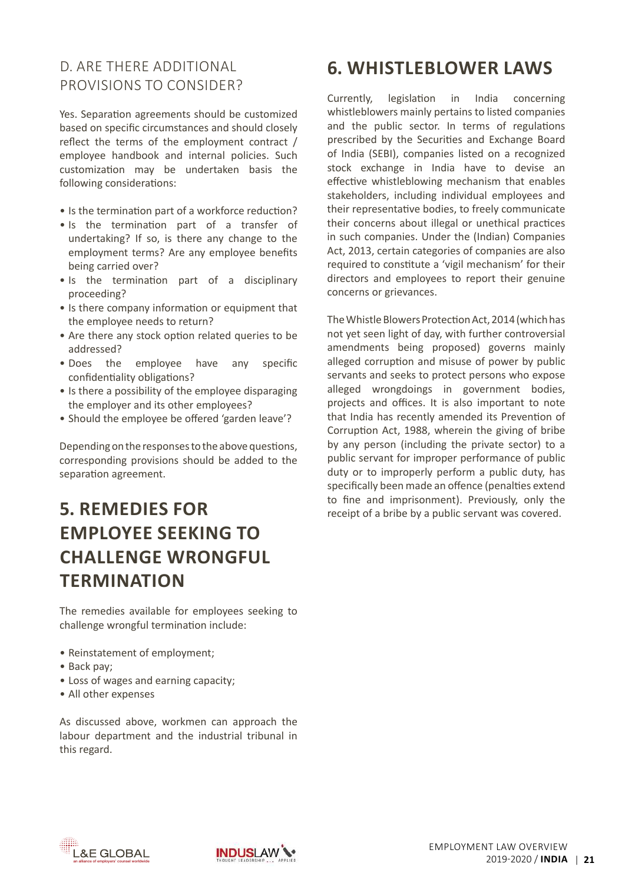### D. ARE THERE ADDITIONAL PROVISIONS TO CONSIDER?

Yes. Separation agreements should be customized based on specific circumstances and should closely reflect the terms of the employment contract / employee handbook and internal policies. Such customization may be undertaken basis the following considerations:

- Is the termination part of a workforce reduction?
- Is the termination part of a transfer of undertaking? If so, is there any change to the employment terms? Are any employee benefits being carried over?
- Is the termination part of a disciplinary proceeding?
- Is there company information or equipment that the employee needs to return?
- Are there any stock option related queries to be addressed?
- Does the employee have any specific confidentiality obligations?
- Is there a possibility of the employee disparaging the employer and its other employees?
- Should the employee be offered 'garden leave'?

Depending on the responses to the above questions, corresponding provisions should be added to the separation agreement.

## 5. REMEDIES FOR EMPLOYEE SEEKING TO CHALLENGE WRONGFUL TERMINATION

The remedies available for employees seeking to challenge wrongful termination include:

- Reinstatement of employment;
- Back pay;
- Loss of wages and earning capacity;
- All other expenses

As discussed above, workmen can approach the labour department and the industrial tribunal in this regard.

## 6. WHISTLEBLOWER LAWS

Currently, legislation in India concerning whistleblowers mainly pertains to listed companies and the public sector. In terms of regulations prescribed by the Securities and Exchange Board of India (SEBI), companies listed on a recognized stock exchange in India have to devise an effective whistleblowing mechanism that enables stakeholders, including individual employees and their representative bodies, to freely communicate their concerns about illegal or unethical practices in such companies. Under the (Indian) Companies Act, 2013, certain categories of companies are also required to constitute a 'vigil mechanism' for their directors and employees to report their genuine concerns or grievances.

The Whistle Blowers Protection Act, 2014 (which has not yet seen light of day, with further controversial amendments being proposed) governs mainly alleged corruption and misuse of power by public servants and seeks to protect persons who expose alleged wrongdoings in government bodies, projects and offices. It is also important to note that India has recently amended its Prevention of Corruption Act, 1988, wherein the giving of bribe by any person (including the private sector) to a public servant for improper performance of public duty or to improperly perform a public duty, has specifically been made an offence (penalties extend to fine and imprisonment). Previously, only the receipt of a bribe by a public servant was covered.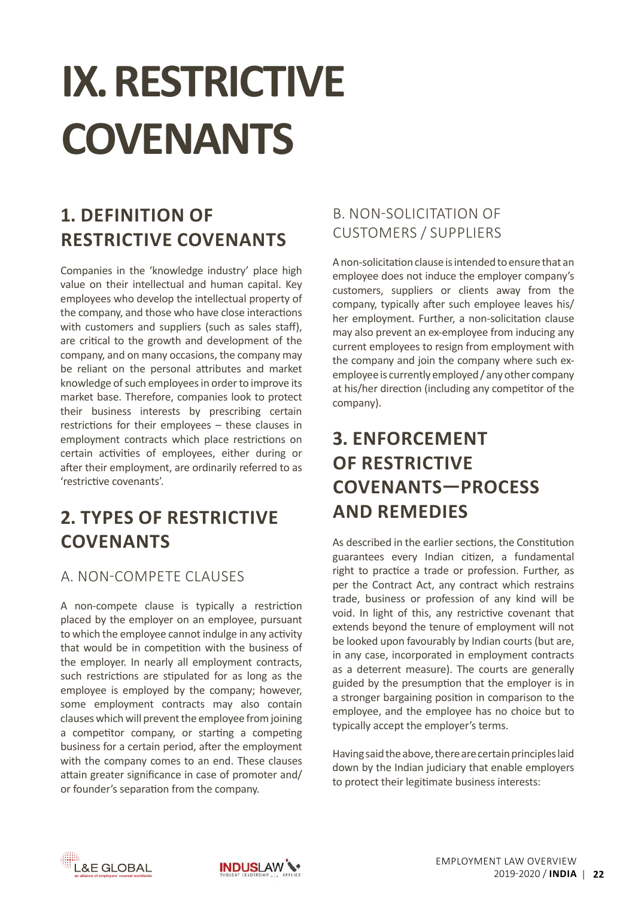# IX. RESTRICTIVE COVENANTS

## 1. DEFINITION OF RESTRICTIVE COVENANTS

Companies in the 'knowledge industry' place high value on their intellectual and human capital. Key employees who develop the intellectual property of the company, and those who have close interactions with customers and suppliers (such as sales staff), are critical to the growth and development of the company, and on many occasions, the company may be reliant on the personal attributes and market knowledge of such employees in order to improve its market base. Therefore, companies look to protect their business interests by prescribing certain restrictions for their employees – these clauses in employment contracts which place restrictions on certain activities of employees, either during or after their employment, are ordinarily referred to as 'restrictive covenants'.

## 2. TYPES OF RESTRICTIVE COVENANTS

### A. NON-COMPETE CLAUSES

A non-compete clause is typically a restriction placed by the employer on an employee, pursuant to which the employee cannot indulge in any activity that would be in competition with the business of the employer. In nearly all employment contracts, such restrictions are stipulated for as long as the employee is employed by the company; however, some employment contracts may also contain clauses which will prevent the employee from joining a competitor company, or starting a competing business for a certain period, after the employment with the company comes to an end. These clauses attain greater significance in case of promoter and/or founder's separation from the company.

### B. NON-SOLICITATION OF CUSTOMERS / SUPPLIERS

A non-solicitation clause is intended to ensure that an employee does not induce the employer company's customers, suppliers or clients away from the company, typically after such employee leaves his/her employment. Further, a non-solicitation clause may also prevent an ex-employee from inducing any current employees to resign from employment with the company and join the company where such ex-employee is currently employed / any other company at his/her direction (including any competitor of the company).

## 3. ENFORCEMENT OF RESTRICTIVE COVENANTS—PROCESS AND REMEDIES

As described in the earlier sections, the Constitution guarantees every Indian citizen, a fundamental right to practice a trade or profession. Further, as per the Contract Act, any contract which restrains trade, business or profession of any kind will be void. In light of this, any restrictive covenant that extends beyond the tenure of employment will not be looked upon favourably by Indian courts (but are, in any case, incorporated in employment contracts as a deterrent measure). The courts are generally guided by the presumption that the employer is in a stronger bargaining position in comparison to the employee, and the employee has no choice but to typically accept the employer's terms.

Having said the above, there are certain principles laid down by the Indian judiciary that enable employers to protect their legitimate business interests: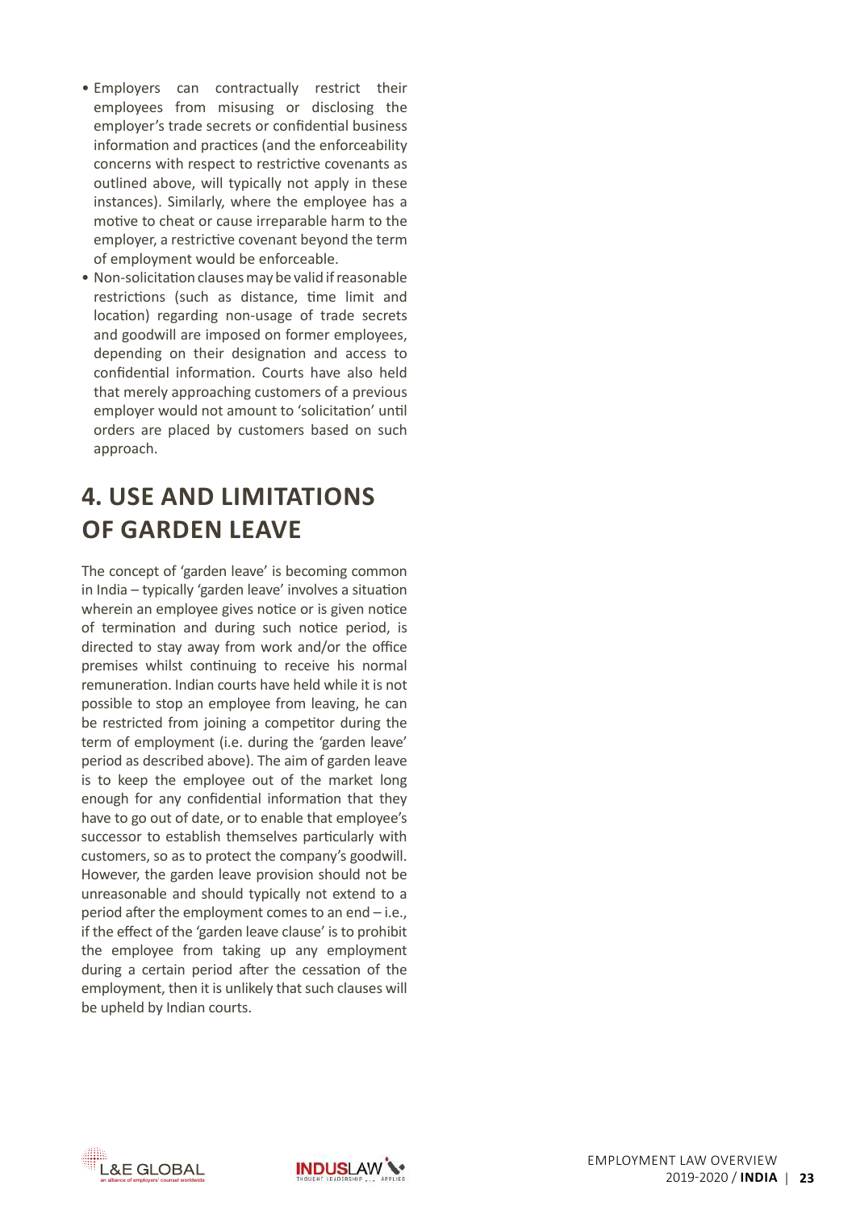- Employers can contractually restrict their employees from misusing or disclosing the employer's trade secrets or confidential business information and practices (and the enforceability concerns with respect to restrictive covenants as outlined above, will typically not apply in these instances). Similarly, where the employee has a motive to cheat or cause irreparable harm to the employer, a restrictive covenant beyond the term of employment would be enforceable.
- Non-solicitation clauses may be valid if reasonable restrictions (such as distance, time limit and location) regarding non-usage of trade secrets and goodwill are imposed on former employees, depending on their designation and access to confidential information. Courts have also held that merely approaching customers of a previous employer would not amount to 'solicitation' until orders are placed by customers based on such approach.

## 4. USE AND LIMITATIONS OF GARDEN LEAVE

The concept of 'garden leave' is becoming common in India – typically 'garden leave' involves a situation wherein an employee gives notice or is given notice of termination and during such notice period, is directed to stay away from work and/or the office premises whilst continuing to receive his normal remuneration. Indian courts have held while it is not possible to stop an employee from leaving, he can be restricted from joining a competitor during the term of employment (i.e. during the 'garden leave' period as described above). The aim of garden leave is to keep the employee out of the market long enough for any confidential information that they have to go out of date, or to enable that employee's successor to establish themselves particularly with customers, so as to protect the company's goodwill. However, the garden leave provision should not be unreasonable and should typically not extend to a period after the employment comes to an end – i.e., if the effect of the 'garden leave clause' is to prohibit the employee from taking up any employment during a certain period after the cessation of the employment, then it is unlikely that such clauses will be upheld by Indian courts.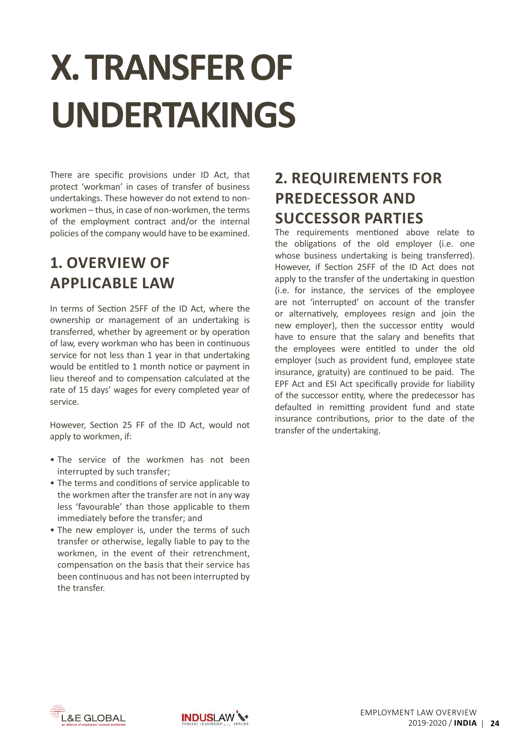# X. TRANSFER OF UNDERTAKINGS

There are specific provisions under ID Act, that protect 'workman' in cases of transfer of business undertakings. These however do not extend to non-workmen – thus, in case of non-workmen, the terms of the employment contract and/or the internal policies of the company would have to be examined.

## 1. OVERVIEW OF APPLICABLE LAW

In terms of Section 25FF of the ID Act, where the ownership or management of an undertaking is transferred, whether by agreement or by operation of law, every workman who has been in continuous service for not less than 1 year in that undertaking would be entitled to 1 month notice or payment in lieu thereof and to compensation calculated at the rate of 15 days' wages for every completed year of service.

However, Section 25 FF of the ID Act, would not apply to workmen, if:

- The service of the workmen has not been interrupted by such transfer;
- The terms and conditions of service applicable to the workmen after the transfer are not in any way less 'favourable' than those applicable to them immediately before the transfer; and
- The new employer is, under the terms of such transfer or otherwise, legally liable to pay to the workmen, in the event of their retrenchment, compensation on the basis that their service has been continuous and has not been interrupted by the transfer.

## 2. REQUIREMENTS FOR PREDECESSOR AND SUCCESSOR PARTIES

The requirements mentioned above relate to the obligations of the old employer (i.e. one whose business undertaking is being transferred). However, if Section 25FF of the ID Act does not apply to the transfer of the undertaking in question (i.e. for instance, the services of the employee are not 'interrupted' on account of the transfer or alternatively, employees resign and join the new employer), then the successor entity would have to ensure that the salary and benefits that the employees were entitled to under the old employer (such as provident fund, employee state insurance, gratuity) are continued to be paid. The EPF Act and ESI Act specifically provide for liability of the successor entity, where the predecessor has defaulted in remitting provident fund and state insurance contributions, prior to the date of the transfer of the undertaking.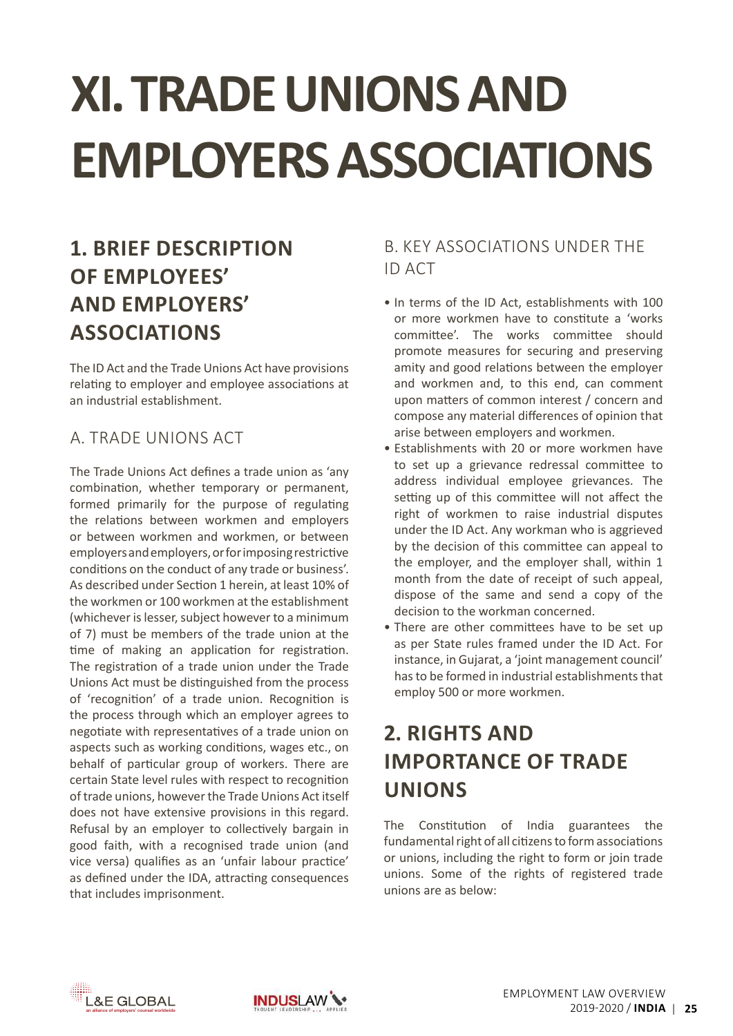# XI. TRADE UNIONS AND EMPLOYERS ASSOCIATIONS

## 1. BRIEF DESCRIPTION OF EMPLOYEES' AND EMPLOYERS' ASSOCIATIONS

The ID Act and the Trade Unions Act have provisions relating to employer and employee associations at an industrial establishment.

### A. TRADE UNIONS ACT

The Trade Unions Act defines a trade union as 'any combination, whether temporary or permanent, formed primarily for the purpose of regulating the relations between workmen and employers or between workmen and workmen, or between employers and employers, or for imposing restrictive conditions on the conduct of any trade or business'. As described under Section 1 herein, at least 10% of the workmen or 100 workmen at the establishment (whichever is lesser, subject however to a minimum of 7) must be members of the trade union at the time of making an application for registration. The registration of a trade union under the Trade Unions Act must be distinguished from the process of 'recognition' of a trade union. Recognition is the process through which an employer agrees to negotiate with representatives of a trade union on aspects such as working conditions, wages etc., on behalf of particular group of workers. There are certain State level rules with respect to recognition of trade unions, however the Trade Unions Act itself does not have extensive provisions in this regard. Refusal by an employer to collectively bargain in good faith, with a recognised trade union (and vice versa) qualifies as an 'unfair labour practice' as defined under the IDA, attracting consequences that includes imprisonment.

### B. KEY ASSOCIATIONS UNDER THE ID ACT

- In terms of the ID Act, establishments with 100 or more workmen have to constitute a 'works committee'. The works committee should promote measures for securing and preserving amity and good relations between the employer and workmen and, to this end, can comment upon matters of common interest / concern and compose any material differences of opinion that arise between employers and workmen.
- Establishments with 20 or more workmen have to set up a grievance redressal committee to address individual employee grievances. The setting up of this committee will not affect the right of workmen to raise industrial disputes under the ID Act. Any workman who is aggrieved by the decision of this committee can appeal to the employer, and the employer shall, within 1 month from the date of receipt of such appeal, dispose of the same and send a copy of the decision to the workman concerned.
- There are other committees have to be set up as per State rules framed under the ID Act. For instance, in Gujarat, a 'joint management council' has to be formed in industrial establishments that employ 500 or more workmen.

## 2. RIGHTS AND IMPORTANCE OF TRADE UNIONS

The Constitution of India guarantees the fundamental right of all citizens to form associations or unions, including the right to form or join trade unions. Some of the rights of registered trade unions are as below: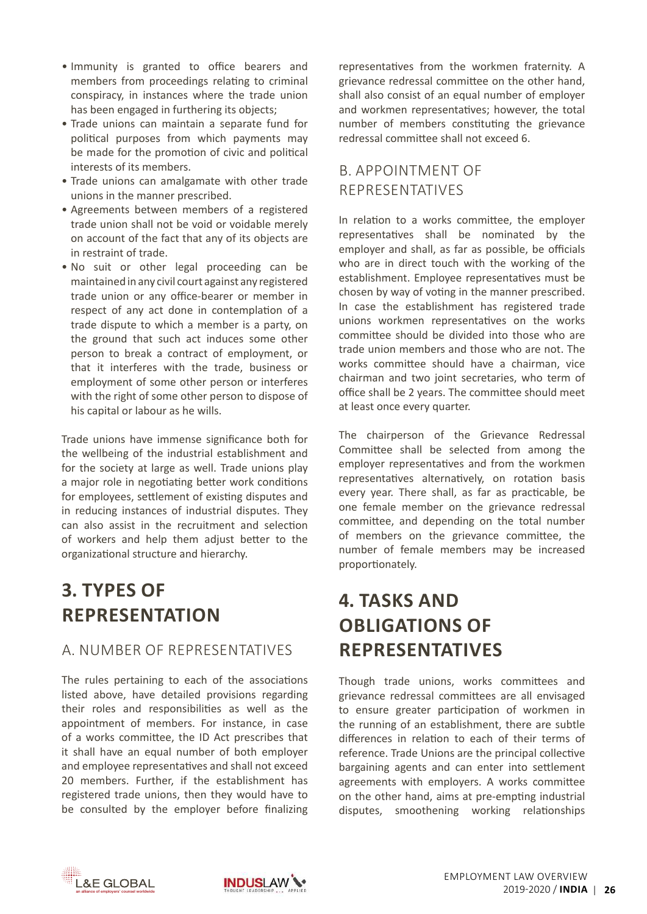- Immunity is granted to office bearers and members from proceedings relating to criminal conspiracy, in instances where the trade union has been engaged in furthering its objects;
- Trade unions can maintain a separate fund for political purposes from which payments may be made for the promotion of civic and political interests of its members.
- Trade unions can amalgamate with other trade unions in the manner prescribed.
- Agreements between members of a registered trade union shall not be void or voidable merely on account of the fact that any of its objects are in restraint of trade.
- No suit or other legal proceeding can be maintained in any civil court against any registered trade union or any office-bearer or member in respect of any act done in contemplation of a trade dispute to which a member is a party, on the ground that such act induces some other person to break a contract of employment, or that it interferes with the trade, business or employment of some other person or interferes with the right of some other person to dispose of his capital or labour as he wills.

Trade unions have immense significance both for the wellbeing of the industrial establishment and for the society at large as well. Trade unions play a major role in negotiating better work conditions for employees, settlement of existing disputes and in reducing instances of industrial disputes. They can also assist in the recruitment and selection of workers and help them adjust better to the organizational structure and hierarchy.

# 3. TYPES OF REPRESENTATION

## A. NUMBER OF REPRESENTATIVES

The rules pertaining to each of the associations listed above, have detailed provisions regarding their roles and responsibilities as well as the appointment of members. For instance, in case of a works committee, the ID Act prescribes that it shall have an equal number of both employer and employee representatives and shall not exceed 20 members. Further, if the establishment has registered trade unions, then they would have to be consulted by the employer before finalizing representatives from the workmen fraternity. A grievance redressal committee on the other hand, shall also consist of an equal number of employer and workmen representatives; however, the total number of members constituting the grievance redressal committee shall not exceed 6.

## B. APPOINTMENT OF REPRESENTATIVES

In relation to a works committee, the employer representatives shall be nominated by the employer and shall, as far as possible, be officials who are in direct touch with the working of the establishment. Employee representatives must be chosen by way of voting in the manner prescribed. In case the establishment has registered trade unions workmen representatives on the works committee should be divided into those who are trade union members and those who are not. The works committee should have a chairman, vice chairman and two joint secretaries, who term of office shall be 2 years. The committee should meet at least once every quarter.

The chairperson of the Grievance Redressal Committee shall be selected from among the employer representatives and from the workmen representatives alternatively, on rotation basis every year. There shall, as far as practicable, be one female member on the grievance redressal committee, and depending on the total number of members on the grievance committee, the number of female members may be increased proportionately.

# 4. TASKS AND OBLIGATIONS OF REPRESENTATIVES

Though trade unions, works committees and grievance redressal committees are all envisaged to ensure greater participation of workmen in the running of an establishment, there are subtle differences in relation to each of their terms of reference. Trade Unions are the principal collective bargaining agents and can enter into settlement agreements with employers. A works committee on the other hand, aims at pre-empting industrial disputes, smoothening working relationships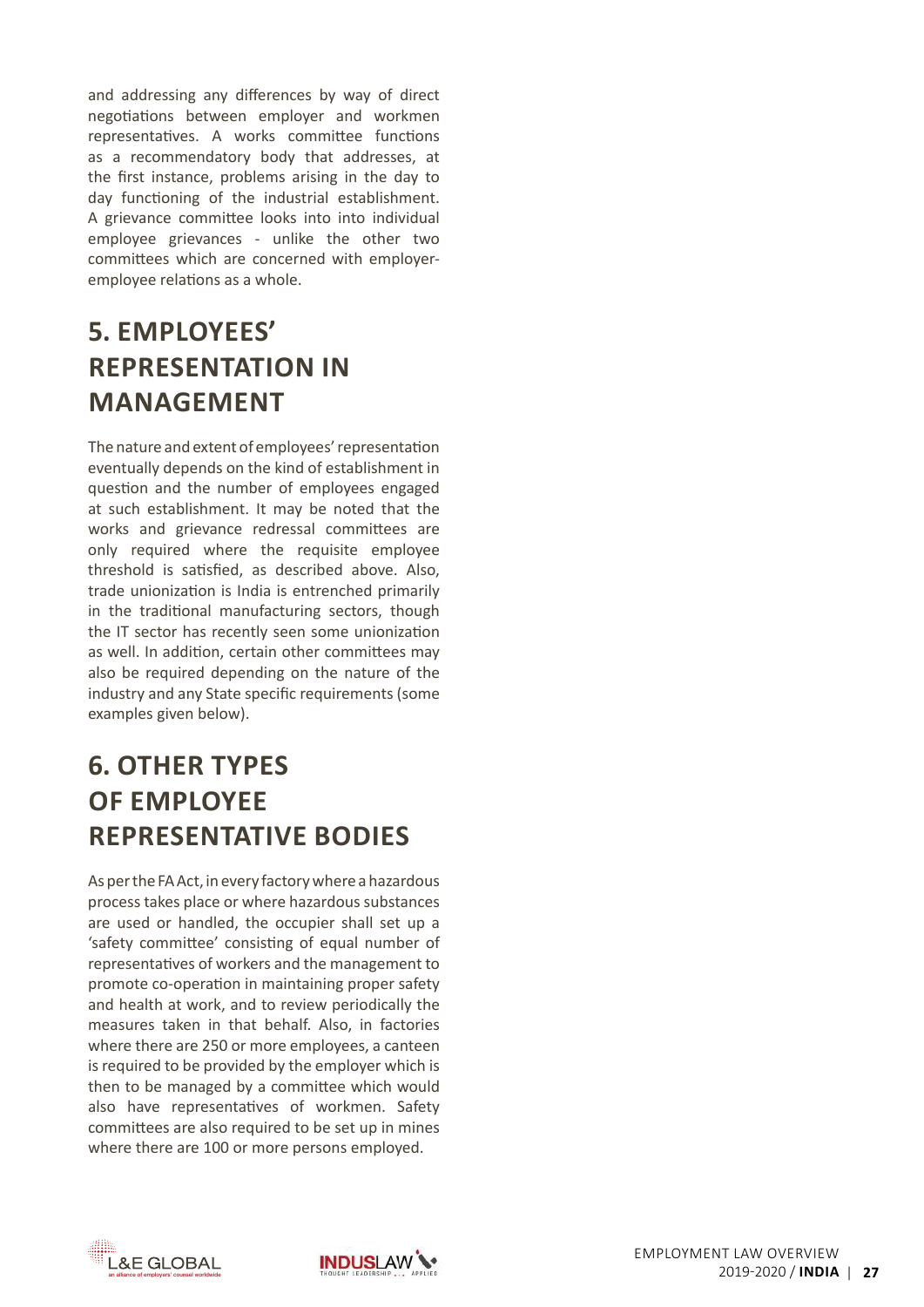and addressing any differences by way of direct negotiations between employer and workmen representatives. A works committee functions as a recommendatory body that addresses, at the first instance, problems arising in the day to day functioning of the industrial establishment. A grievance committee looks into into individual employee grievances - unlike the other two committees which are concerned with employer-employee relations as a whole.

## 5. EMPLOYEES' REPRESENTATION IN MANAGEMENT

The nature and extent of employees' representation eventually depends on the kind of establishment in question and the number of employees engaged at such establishment. It may be noted that the works and grievance redressal committees are only required where the requisite employee threshold is satisfied, as described above. Also, trade unionization is India is entrenched primarily in the traditional manufacturing sectors, though the IT sector has recently seen some unionization as well. In addition, certain other committees may also be required depending on the nature of the industry and any State specific requirements (some examples given below).

## 6. OTHER TYPES OF EMPLOYEE REPRESENTATIVE BODIES

As per the FA Act, in every factory where a hazardous process takes place or where hazardous substances are used or handled, the occupier shall set up a 'safety committee' consisting of equal number of representatives of workers and the management to promote co-operation in maintaining proper safety and health at work, and to review periodically the measures taken in that behalf. Also, in factories where there are 250 or more employees, a canteen is required to be provided by the employer which is then to be managed by a committee which would also have representatives of workmen. Safety committees are also required to be set up in mines where there are 100 or more persons employed.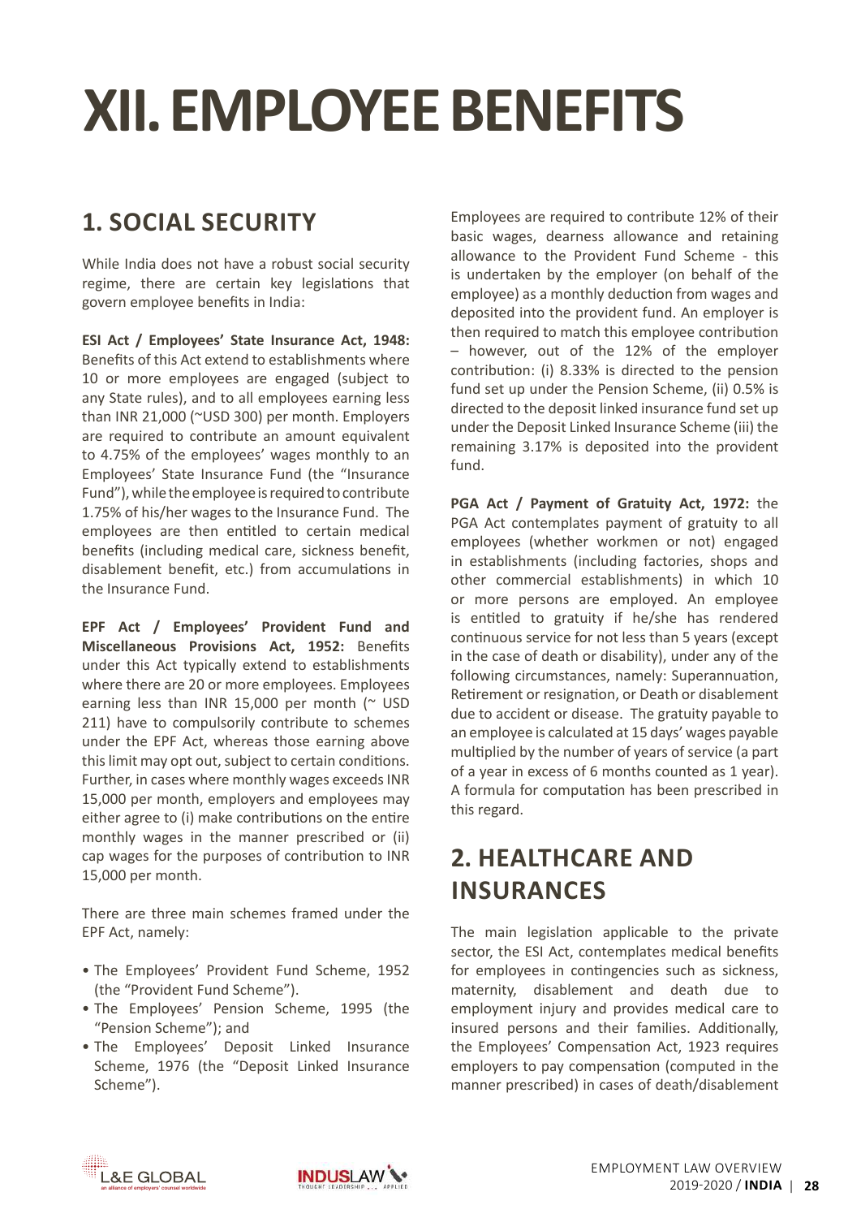# XII. EMPLOYEE BENEFITS

## 1. SOCIAL SECURITY

While India does not have a robust social security regime, there are certain key legislations that govern employee benefits in India:

**ESI Act / Employees' State Insurance Act, 1948:** Benefits of this Act extend to establishments where 10 or more employees are engaged (subject to any State rules), and to all employees earning less than INR 21,000 (~USD 300) per month. Employers are required to contribute an amount equivalent to 4.75% of the employees' wages monthly to an Employees' State Insurance Fund (the "Insurance Fund"), while the employee is required to contribute 1.75% of his/her wages to the Insurance Fund. The employees are then entitled to certain medical benefits (including medical care, sickness benefit, disablement benefit, etc.) from accumulations in the Insurance Fund.

**EPF Act / Employees' Provident Fund and Miscellaneous Provisions Act, 1952:** Benefits under this Act typically extend to establishments where there are 20 or more employees. Employees earning less than INR 15,000 per month (~ USD 211) have to compulsorily contribute to schemes under the EPF Act, whereas those earning above this limit may opt out, subject to certain conditions. Further, in cases where monthly wages exceeds INR 15,000 per month, employers and employees may either agree to (i) make contributions on the entire monthly wages in the manner prescribed or (ii) cap wages for the purposes of contribution to INR 15,000 per month.

There are three main schemes framed under the EPF Act, namely:

- The Employees' Provident Fund Scheme, 1952 (the "Provident Fund Scheme").
- The Employees' Pension Scheme, 1995 (the "Pension Scheme"); and
- The Employees' Deposit Linked Insurance Scheme, 1976 (the "Deposit Linked Insurance Scheme").

Employees are required to contribute 12% of their basic wages, dearness allowance and retaining allowance to the Provident Fund Scheme - this is undertaken by the employer (on behalf of the employee) as a monthly deduction from wages and deposited into the provident fund. An employer is then required to match this employee contribution – however, out of the 12% of the employer contribution: (i) 8.33% is directed to the pension fund set up under the Pension Scheme, (ii) 0.5% is directed to the deposit linked insurance fund set up under the Deposit Linked Insurance Scheme (iii) the remaining 3.17% is deposited into the provident fund.

**PGA Act / Payment of Gratuity Act, 1972:** the PGA Act contemplates payment of gratuity to all employees (whether workmen or not) engaged in establishments (including factories, shops and other commercial establishments) in which 10 or more persons are employed. An employee is entitled to gratuity if he/she has rendered continuous service for not less than 5 years (except in the case of death or disability), under any of the following circumstances, namely: Superannuation, Retirement or resignation, or Death or disablement due to accident or disease. The gratuity payable to an employee is calculated at 15 days' wages payable multiplied by the number of years of service (a part of a year in excess of 6 months counted as 1 year). A formula for computation has been prescribed in this regard.

## 2. HEALTHCARE AND INSURANCES

The main legislation applicable to the private sector, the ESI Act, contemplates medical benefits for employees in contingencies such as sickness, maternity, disablement and death due to employment injury and provides medical care to insured persons and their families. Additionally, the Employees' Compensation Act, 1923 requires employers to pay compensation (computed in the manner prescribed) in cases of death/disablement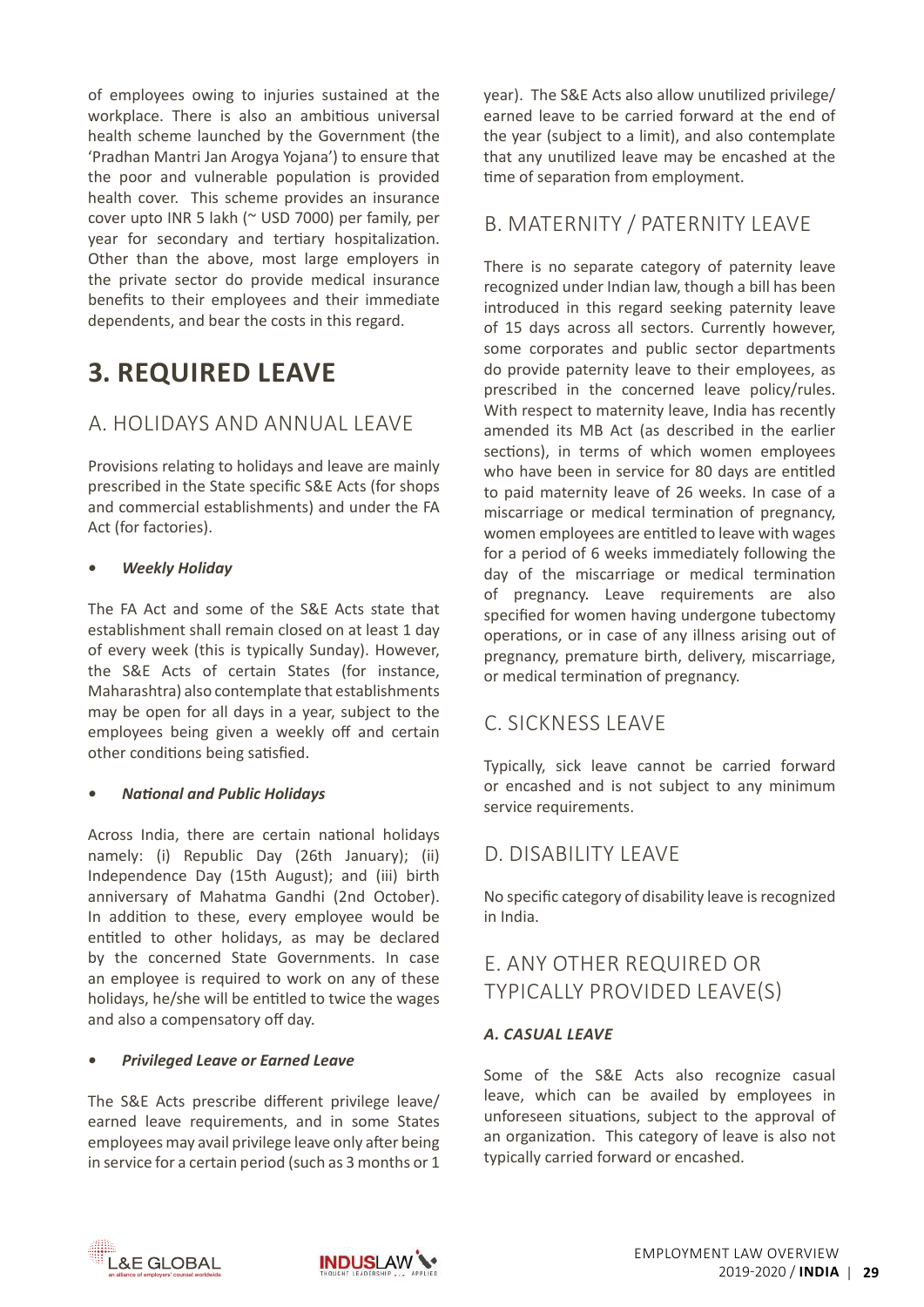of employees owing to injuries sustained at the workplace. There is also an ambitious universal health scheme launched by the Government (the 'Pradhan Mantri Jan Arogya Yojana') to ensure that the poor and vulnerable population is provided health cover. This scheme provides an insurance cover upto INR 5 lakh (~ USD 7000) per family, per year for secondary and tertiary hospitalization. Other than the above, most large employers in the private sector do provide medical insurance benefits to their employees and their immediate dependents, and bear the costs in this regard.

# 3. REQUIRED LEAVE

## A. HOLIDAYS AND ANNUAL LEAVE

Provisions relating to holidays and leave are mainly prescribed in the State specific S&E Acts (for shops and commercial establishments) and under the FA Act (for factories).

- ***Weekly Holiday***

The FA Act and some of the S&E Acts state that establishment shall remain closed on at least 1 day of every week (this is typically Sunday). However, the S&E Acts of certain States (for instance, Maharashtra) also contemplate that establishments may be open for all days in a year, subject to the employees being given a weekly off and certain other conditions being satisfied.

- ***National and Public Holidays***

Across India, there are certain national holidays namely: (i) Republic Day (26th January); (ii) Independence Day (15th August); and (iii) birth anniversary of Mahatma Gandhi (2nd October). In addition to these, every employee would be entitled to other holidays, as may be declared by the concerned State Governments. In case an employee is required to work on any of these holidays, he/she will be entitled to twice the wages and also a compensatory off day.

- ***Privileged Leave or Earned Leave***

The S&E Acts prescribe different privilege leave/earned leave requirements, and in some States employees may avail privilege leave only after being in service for a certain period (such as 3 months or 1 year). The S&E Acts also allow unutilized privilege/earned leave to be carried forward at the end of the year (subject to a limit), and also contemplate that any unutilized leave may be encashed at the time of separation from employment.

## B. MATERNITY / PATERNITY LEAVE

There is no separate category of paternity leave recognized under Indian law, though a bill has been introduced in this regard seeking paternity leave of 15 days across all sectors. Currently however, some corporates and public sector departments do provide paternity leave to their employees, as prescribed in the concerned leave policy/rules. With respect to maternity leave, India has recently amended its MB Act (as described in the earlier sections), in terms of which women employees who have been in service for 80 days are entitled to paid maternity leave of 26 weeks. In case of a miscarriage or medical termination of pregnancy, women employees are entitled to leave with wages for a period of 6 weeks immediately following the day of the miscarriage or medical termination of pregnancy. Leave requirements are also specified for women having undergone tubectomy operations, or in case of any illness arising out of pregnancy, premature birth, delivery, miscarriage, or medical termination of pregnancy.

## C. SICKNESS LEAVE

Typically, sick leave cannot be carried forward or encashed and is not subject to any minimum service requirements.

## D. DISABILITY LEAVE

No specific category of disability leave is recognized in India.

## E. ANY OTHER REQUIRED OR TYPICALLY PROVIDED LEAVE(S)

### *A. CASUAL LEAVE*

Some of the S&E Acts also recognize casual leave, which can be availed by employees in unforeseen situations, subject to the approval of an organization. This category of leave is also not typically carried forward or encashed.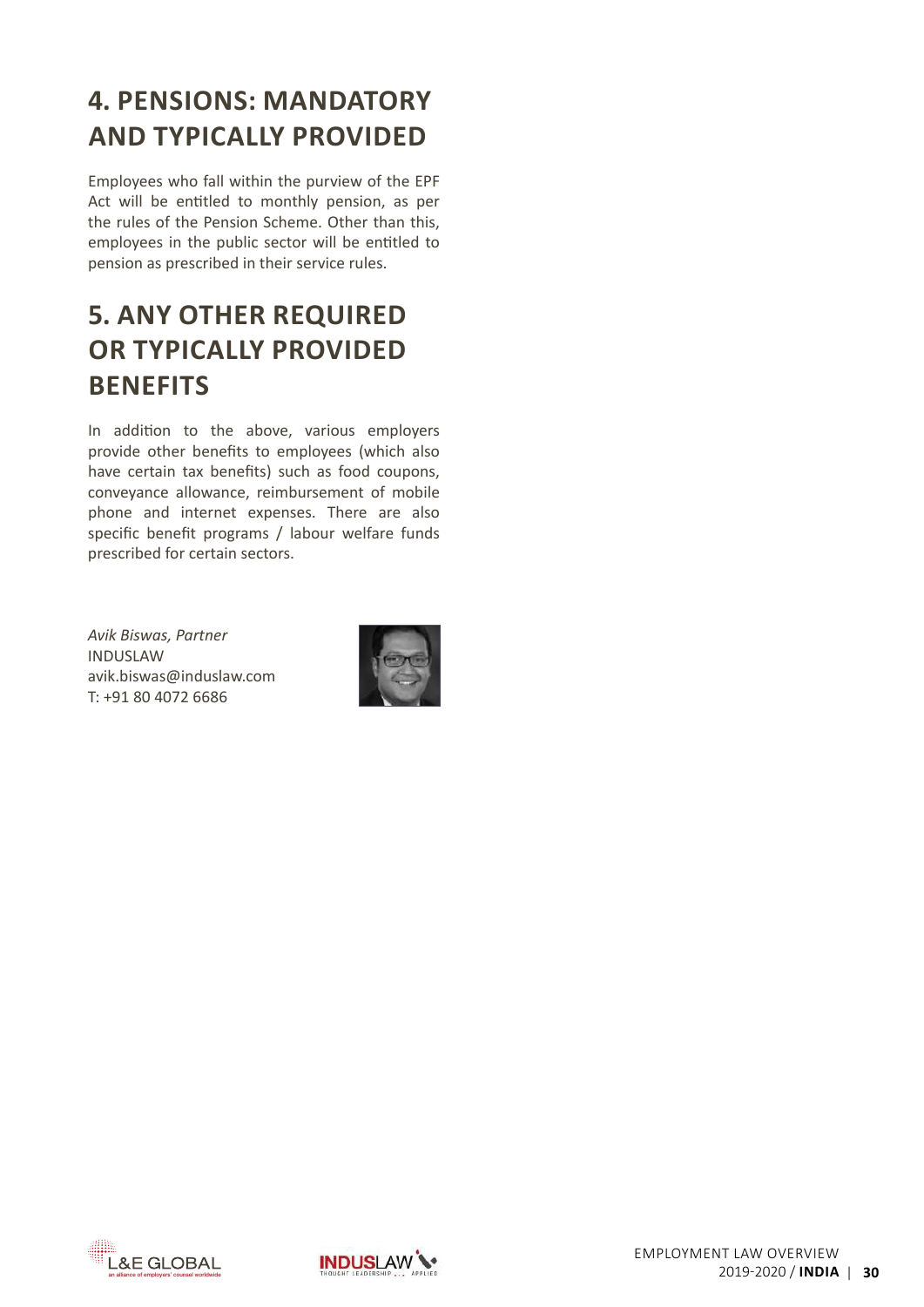## 4. PENSIONS: MANDATORY AND TYPICALLY PROVIDED

Employees who fall within the purview of the EPF Act will be entitled to monthly pension, as per the rules of the Pension Scheme. Other than this, employees in the public sector will be entitled to pension as prescribed in their service rules.

## 5. ANY OTHER REQUIRED OR TYPICALLY PROVIDED BENEFITS

In addition to the above, various employers provide other benefits to employees (which also have certain tax benefits) such as food coupons, conveyance allowance, reimbursement of mobile phone and internet expenses. There are also specific benefit programs / labour welfare funds prescribed for certain sectors.

*Avik Biswas, Partner*
INDUSLAW
avik.biswas@induslaw.com
T: +91 80 4072 6686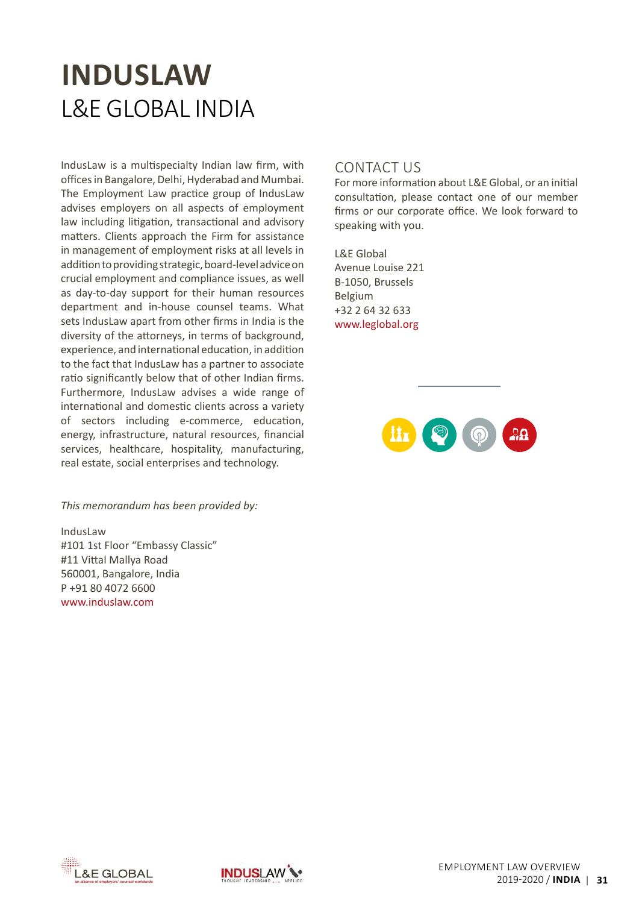# INDUSLAW

## L&E GLOBAL INDIA

IndusLaw is a multispecialty Indian law firm, with offices in Bangalore, Delhi, Hyderabad and Mumbai. The Employment Law practice group of IndusLaw advises employers on all aspects of employment law including litigation, transactional and advisory matters. Clients approach the Firm for assistance in management of employment risks at all levels in addition to providing strategic, board-level advice on crucial employment and compliance issues, as well as day-to-day support for their human resources department and in-house counsel teams. What sets IndusLaw apart from other firms in India is the diversity of the attorneys, in terms of background, experience, and international education, in addition to the fact that IndusLaw has a partner to associate ratio significantly below that of other Indian firms. Furthermore, IndusLaw advises a wide range of international and domestic clients across a variety of sectors including e-commerce, education, energy, infrastructure, natural resources, financial services, healthcare, hospitality, manufacturing, real estate, social enterprises and technology.

*This memorandum has been provided by:*

IndusLaw
#101 1st Floor "Embassy Classic"
#11 Vittal Mallya Road
560001, Bangalore, India
P +91 80 4072 6600
www.induslaw.com

## CONTACT US

For more information about L&E Global, or an initial consultation, please contact one of our member firms or our corporate office. We look forward to speaking with you.

L&E Global
Avenue Louise 221
B-1050, Brussels
Belgium
+32 2 64 32 633
www.leglobal.org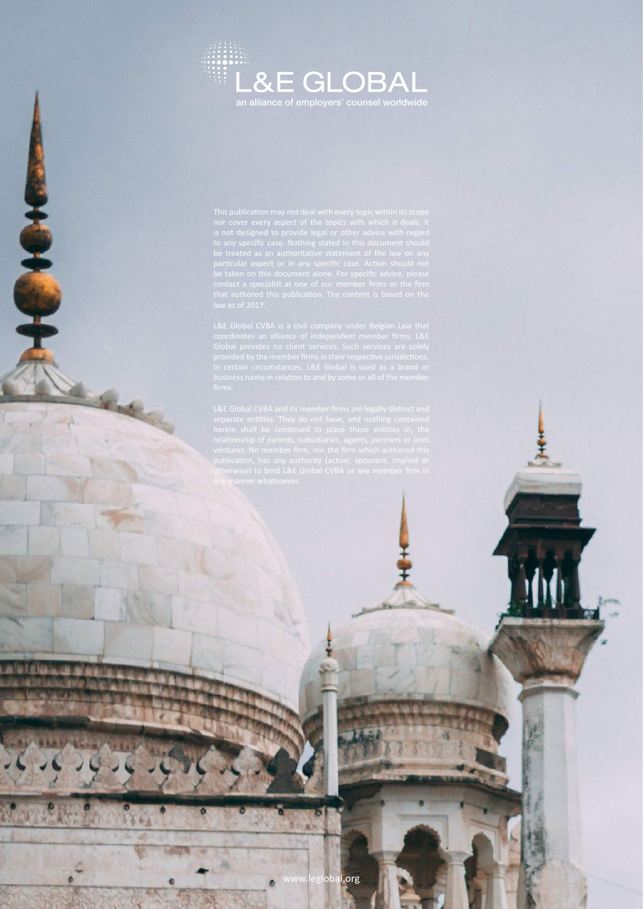L&E GLOBAL

an alliance of employers' counsel worldwide

This publication may not deal with every topic within its scope nor cover every aspect of the topics with which it deals. It is not designed to provide legal or other advice with regard to any specific case. Nothing stated in this document should be treated as an authoritative statement of the law on any particular aspect or in any specific case. Action should not be taken on this document alone. For specific advice, please contact a specialist at one of our member firms or the firm that authored this publication. The content is based on the law as of 2017.

L&E Global CVBA is a civil company under Belgian Law that coordinates an alliance of independent member firms. L&E Global provides no client services. Such services are solely provided by the member firms in their respective jurisdictions. In certain circumstances, L&E Global is used as a brand or business name in relation to and by some or all of the member firms.

L&E Global CVBA and its member firms are legally distinct and separate entities. They do not have, and nothing contained herein shall be construed to place these entities in, the relationship of parents, subsidiaries, agents, partners or joint ventures. No member firm, nor the firm which authored this publication, has any authority (actual, apparent, implied or otherwise) to bind L&E Global CVBA or any member firm in any manner whatsoever.

www.leglobal.org